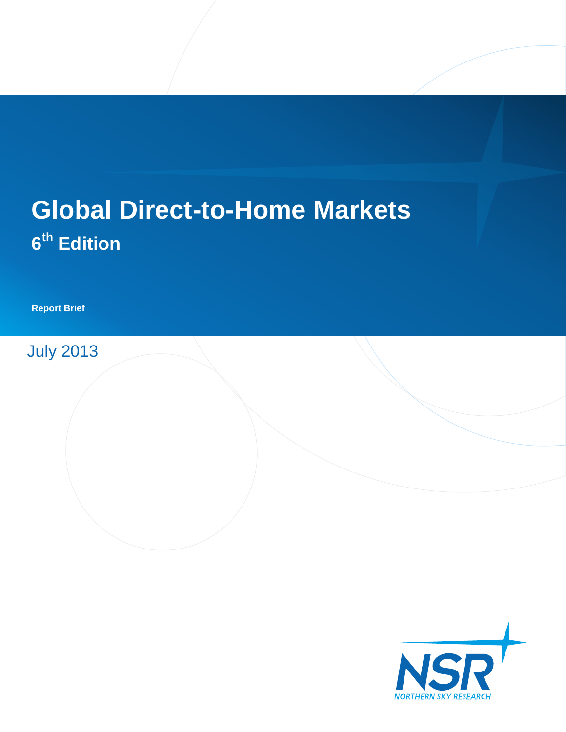# Global Direct-to-Home Markets

## 6th Edition

**Report Brief**

July 2013

NSR

NORTHERN SKY RESEARCH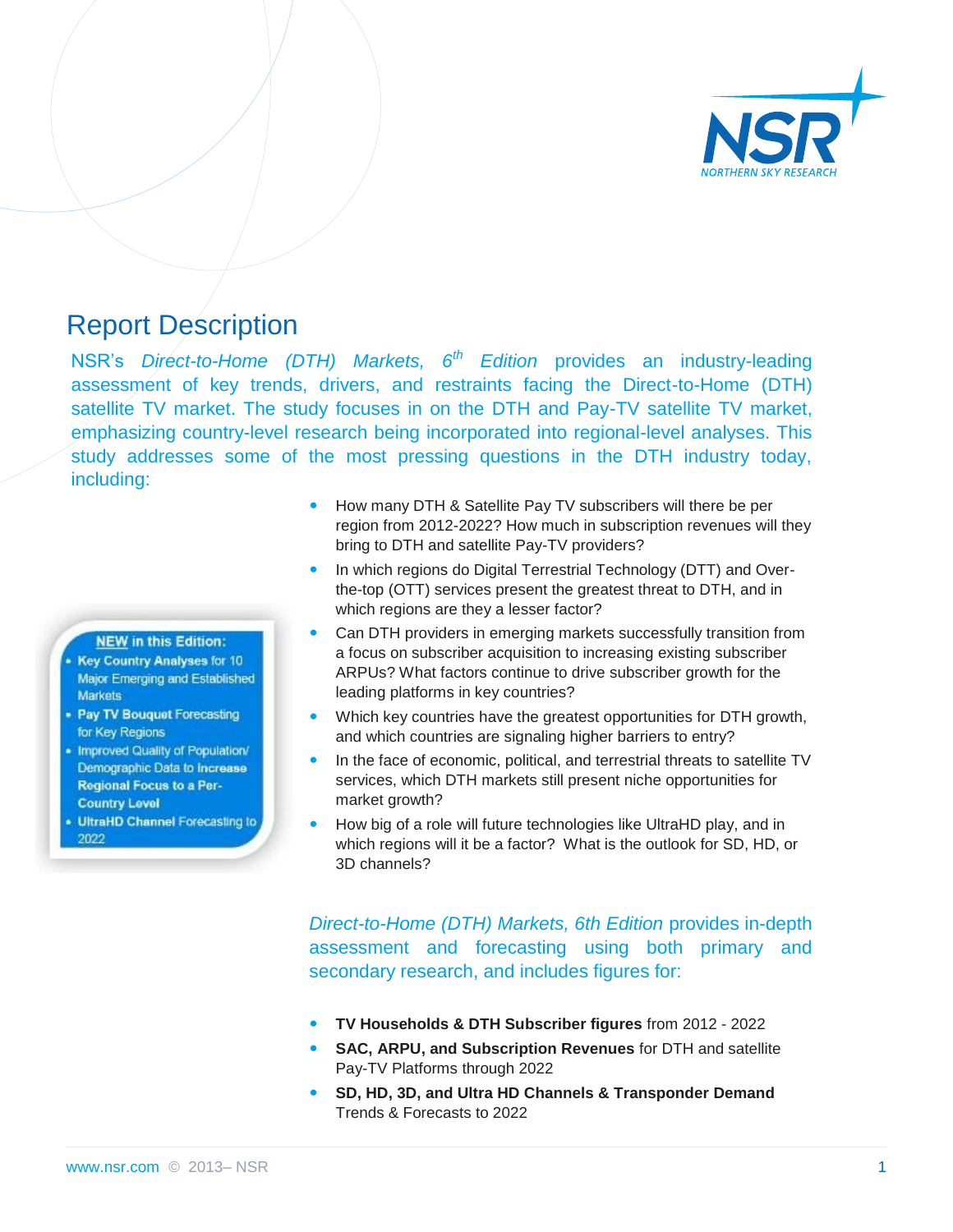# Report Description

NSR's *Direct-to-Home (DTH) Markets, 6th Edition* provides an industry-leading assessment of key trends, drivers, and restraints facing the Direct-to-Home (DTH) satellite TV market. The study focuses in on the DTH and Pay-TV satellite TV market, emphasizing country-level research being incorporated into regional-level analyses. This study addresses some of the most pressing questions in the DTH industry today, including:

**NEW in this Edition:**

- **Key Country Analyses** for 10 Major Emerging and Established Markets
- **Pay TV Bouquet Forecasting** for Key Regions
- Improved Quality of Population/ Demographic Data to Increase **Regional Focus to a Per-Country Level**
- **UltraHD Channel Forecasting** to 2022

- How many DTH & Satellite Pay TV subscribers will there be per region from 2012-2022? How much in subscription revenues will they bring to DTH and satellite Pay-TV providers?
- In which regions do Digital Terrestrial Technology (DTT) and Over-the-top (OTT) services present the greatest threat to DTH, and in which regions are they a lesser factor?
- Can DTH providers in emerging markets successfully transition from a focus on subscriber acquisition to increasing existing subscriber ARPUs? What factors continue to drive subscriber growth for the leading platforms in key countries?
- Which key countries have the greatest opportunities for DTH growth, and which countries are signaling higher barriers to entry?
- In the face of economic, political, and terrestrial threats to satellite TV services, which DTH markets still present niche opportunities for market growth?
- How big of a role will future technologies like UltraHD play, and in which regions will it be a factor? What is the outlook for SD, HD, or 3D channels?

*Direct-to-Home (DTH) Markets, 6th Edition* provides in-depth assessment and forecasting using both primary and secondary research, and includes figures for:

- **TV Households & DTH Subscriber figures** from 2012 - 2022
- **SAC, ARPU, and Subscription Revenues** for DTH and satellite Pay-TV Platforms through 2022
- **SD, HD, 3D, and Ultra HD Channels & Transponder Demand** Trends & Forecasts to 2022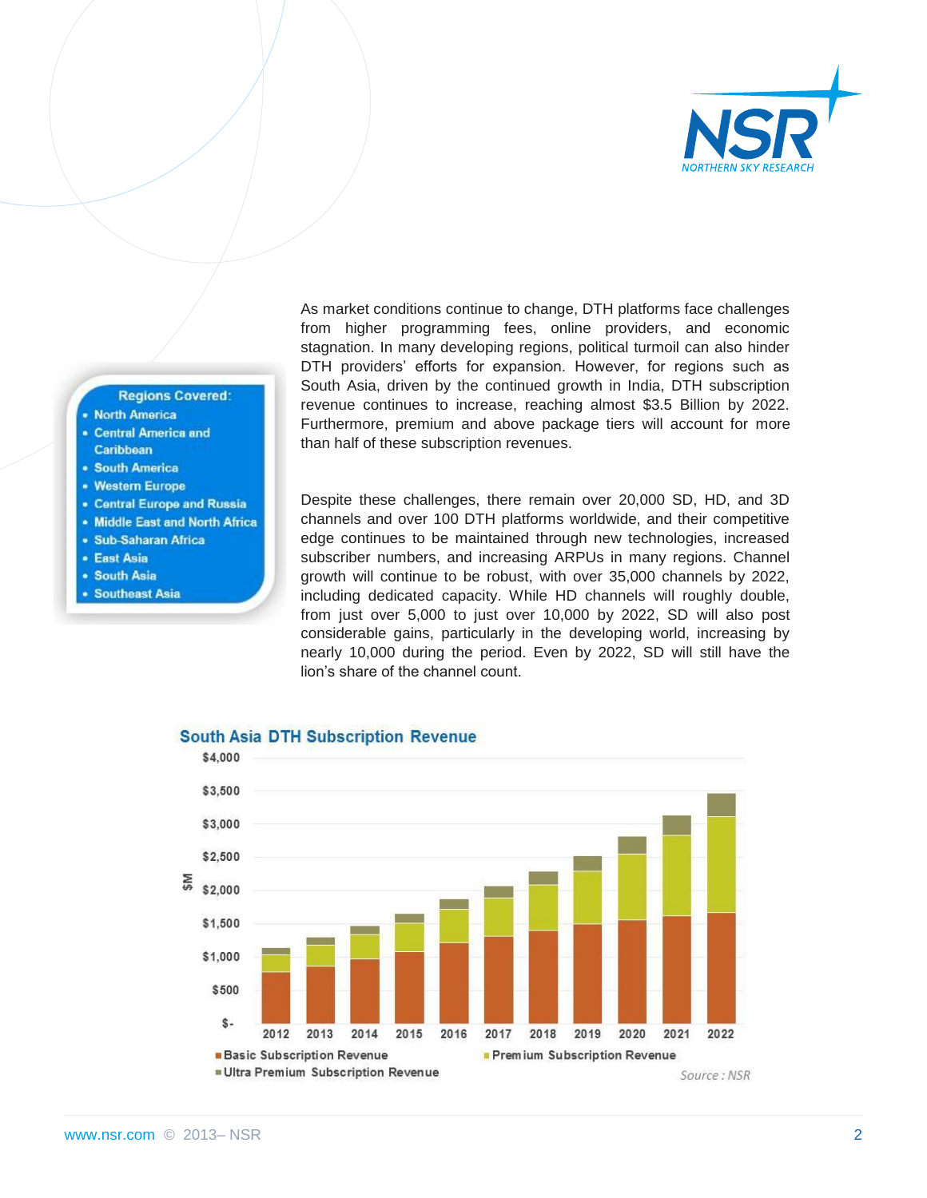**Regions Covered:**

- North America
- Central America and Caribbean
- South America
- Western Europe
- Central Europe and Russia
- Middle East and North Africa
- Sub-Saharan Africa
- East Asia
- South Asia
- Southeast Asia

As market conditions continue to change, DTH platforms face challenges from higher programming fees, online providers, and economic stagnation. In many developing regions, political turmoil can also hinder DTH providers' efforts for expansion. However, for regions such as South Asia, driven by the continued growth in India, DTH subscription revenue continues to increase, reaching almost $3.5 Billion by 2022. Furthermore, premium and above package tiers will account for more than half of these subscription revenues.

Despite these challenges, there remain over 20,000 SD, HD, and 3D channels and over 100 DTH platforms worldwide, and their competitive edge continues to be maintained through new technologies, increased subscriber numbers, and increasing ARPUs in many regions. Channel growth will continue to be robust, with over 35,000 channels by 2022, including dedicated capacity. While HD channels will roughly double, from just over 5,000 to just over 10,000 by 2022, SD will also post considerable gains, particularly in the developing world, increasing by nearly 10,000 during the period. Even by 2022, SD will still have the lion's share of the channel count.

**South Asia DTH Subscription Revenue**

$M — 2012–2022; Basic Subscription Revenue, Premium Subscription Revenue, Ultra Premium Subscription Revenue

Source : NSR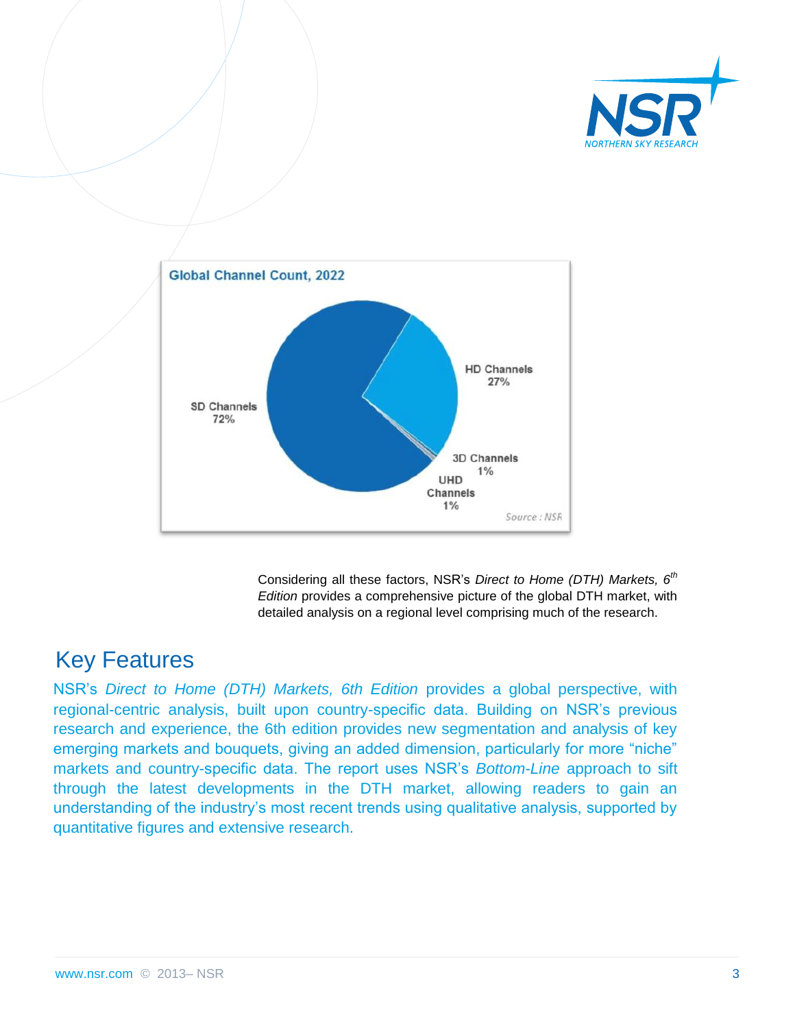Considering all these factors, NSR's *Direct to Home (DTH) Markets, 6th Edition* provides a comprehensive picture of the global DTH market, with detailed analysis on a regional level comprising much of the research.

## Key Features

NSR's *Direct to Home (DTH) Markets, 6th Edition* provides a global perspective, with regional-centric analysis, built upon country-specific data. Building on NSR's previous research and experience, the 6th edition provides new segmentation and analysis of key emerging markets and bouquets, giving an added dimension, particularly for more "niche" markets and country-specific data. The report uses NSR's *Bottom-Line* approach to sift through the latest developments in the DTH market, allowing readers to gain an understanding of the industry's most recent trends using qualitative analysis, supported by quantitative figures and extensive research.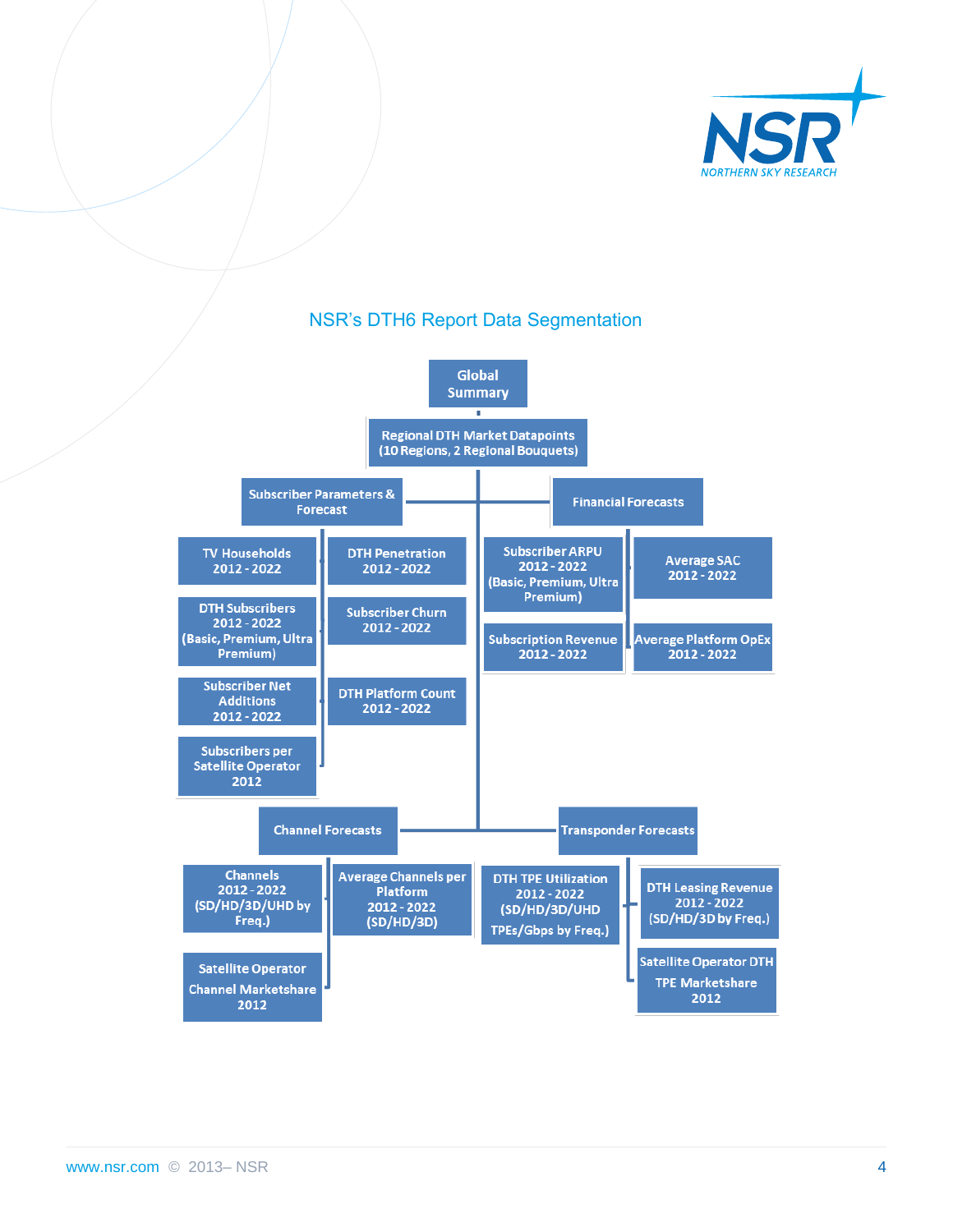## NSR's DTH6 Report Data Segmentation

- **Global Summary**
  - **Regional DTH Market Datapoints (10 Regions, 2 Regional Bouquets)**
    - **Subscriber Parameters & Forecast**
      - TV Households 2012 - 2022
      - DTH Penetration 2012 - 2022
      - DTH Subscribers 2012 - 2022 (Basic, Premium, Ultra Premium)
      - Subscriber Churn 2012 - 2022
      - Subscriber Net Additions 2012 - 2022
      - DTH Platform Count 2012 - 2022
      - Subscribers per Satellite Operator 2012
    - **Financial Forecasts**
      - Subscriber ARPU 2012 - 2022 (Basic, Premium, Ultra Premium)
      - Average SAC 2012 - 2022
      - Subscription Revenue 2012 - 2022
      - Average Platform OpEx 2012 - 2022
    - **Channel Forecasts**
      - Channels 2012 - 2022 (SD/HD/3D/UHD by Freq.)
      - Average Channels per Platform 2012 - 2022 (SD/HD/3D)
      - Satellite Operator Channel Marketshare 2012
    - **Transponder Forecasts**
      - DTH TPE Utilization 2012 - 2022 (SD/HD/3D/UHD TPEs/Gbps by Freq.)
      - DTH Leasing Revenue 2012 - 2022 (SD/HD/3D by Freq.)
      - Satellite Operator DTH TPE Marketshare 2012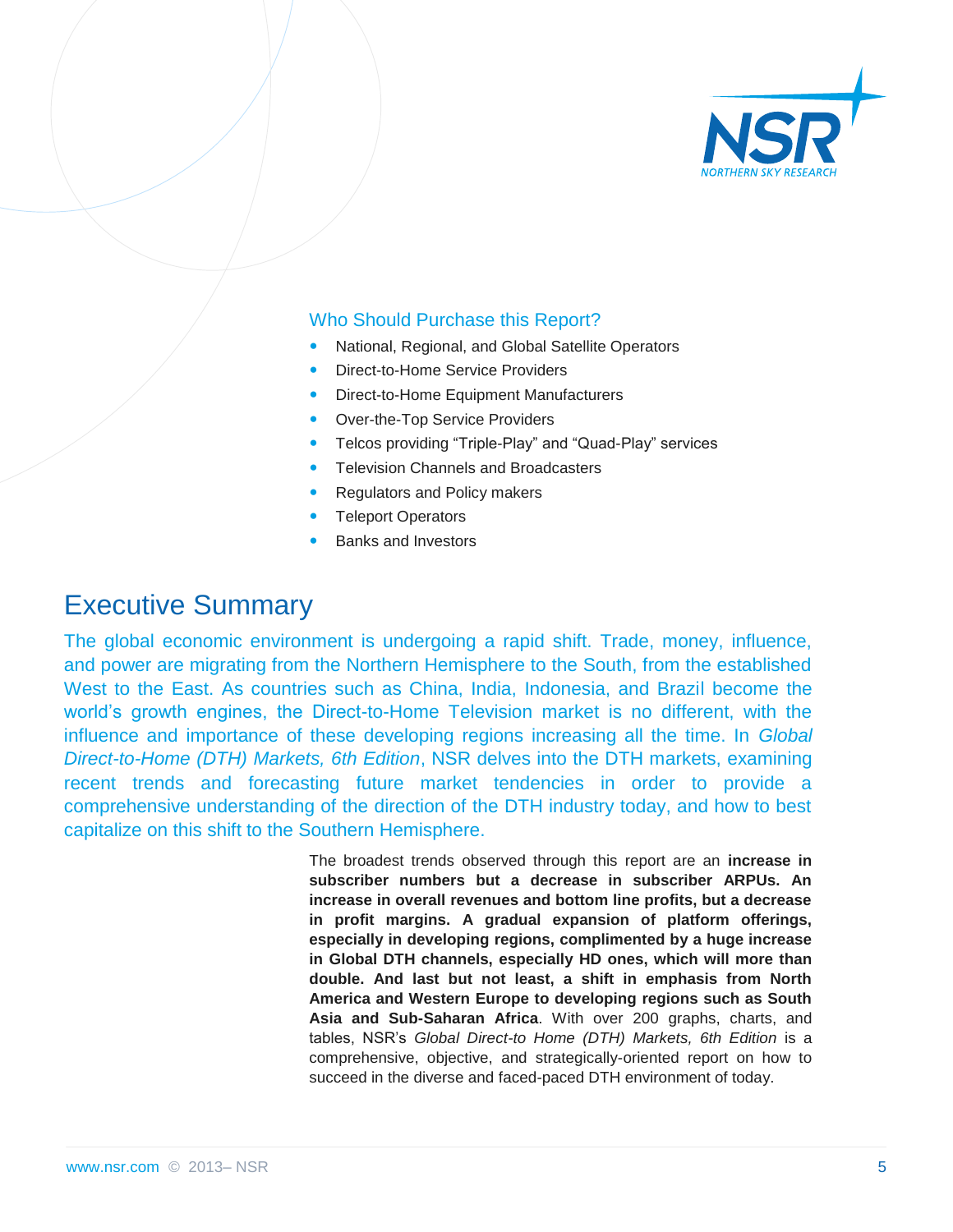## Who Should Purchase this Report?

- National, Regional, and Global Satellite Operators
- Direct-to-Home Service Providers
- Direct-to-Home Equipment Manufacturers
- Over-the-Top Service Providers
- Telcos providing "Triple-Play" and "Quad-Play" services
- Television Channels and Broadcasters
- Regulators and Policy makers
- Teleport Operators
- Banks and Investors

# Executive Summary

The global economic environment is undergoing a rapid shift. Trade, money, influence, and power are migrating from the Northern Hemisphere to the South, from the established West to the East. As countries such as China, India, Indonesia, and Brazil become the world's growth engines, the Direct-to-Home Television market is no different, with the influence and importance of these developing regions increasing all the time. In *Global Direct-to-Home (DTH) Markets, 6th Edition*, NSR delves into the DTH markets, examining recent trends and forecasting future market tendencies in order to provide a comprehensive understanding of the direction of the DTH industry today, and how to best capitalize on this shift to the Southern Hemisphere.

The broadest trends observed through this report are an **increase in subscriber numbers but a decrease in subscriber ARPUs. An increase in overall revenues and bottom line profits, but a decrease in profit margins. A gradual expansion of platform offerings, especially in developing regions, complimented by a huge increase in Global DTH channels, especially HD ones, which will more than double. And last but not least, a shift in emphasis from North America and Western Europe to developing regions such as South Asia and Sub-Saharan Africa**. With over 200 graphs, charts, and tables, NSR's *Global Direct-to Home (DTH) Markets, 6th Edition* is a comprehensive, objective, and strategically-oriented report on how to succeed in the diverse and faced-paced DTH environment of today.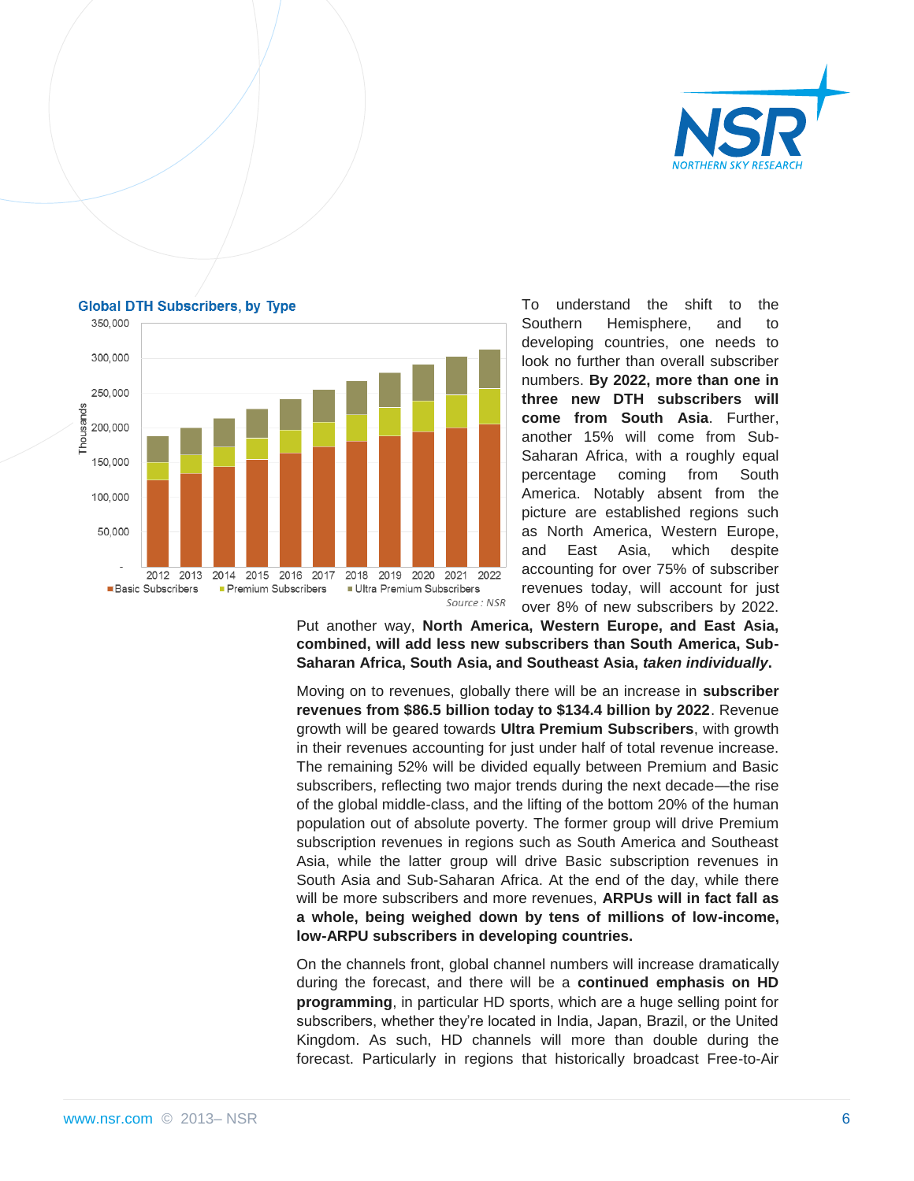**Global DTH Subscribers, by Type**

Source : NSR

To understand the shift to the Southern Hemisphere, and to developing countries, one needs to look no further than overall subscriber numbers. **By 2022, more than one in three new DTH subscribers will come from South Asia**. Further, another 15% will come from Sub-Saharan Africa, with a roughly equal percentage coming from South America. Notably absent from the picture are established regions such as North America, Western Europe, and East Asia, which despite accounting for over 75% of subscriber revenues today, will account for just over 8% of new subscribers by 2022. Put another way, **North America, Western Europe, and East Asia, combined, will add less new subscribers than South America, Sub-Saharan Africa, South Asia, and Southeast Asia, *taken individually*.**

Moving on to revenues, globally there will be an increase in **subscriber revenues from $86.5 billion today to $134.4 billion by 2022**. Revenue growth will be geared towards **Ultra Premium Subscribers**, with growth in their revenues accounting for just under half of total revenue increase. The remaining 52% will be divided equally between Premium and Basic subscribers, reflecting two major trends during the next decade—the rise of the global middle-class, and the lifting of the bottom 20% of the human population out of absolute poverty. The former group will drive Premium subscription revenues in regions such as South America and Southeast Asia, while the latter group will drive Basic subscription revenues in South Asia and Sub-Saharan Africa. At the end of the day, while there will be more subscribers and more revenues, **ARPUs will in fact fall as a whole, being weighed down by tens of millions of low-income, low-ARPU subscribers in developing countries.**

On the channels front, global channel numbers will increase dramatically during the forecast, and there will be a **continued emphasis on HD programming**, in particular HD sports, which are a huge selling point for subscribers, whether they're located in India, Japan, Brazil, or the United Kingdom. As such, HD channels will more than double during the forecast. Particularly in regions that historically broadcast Free-to-Air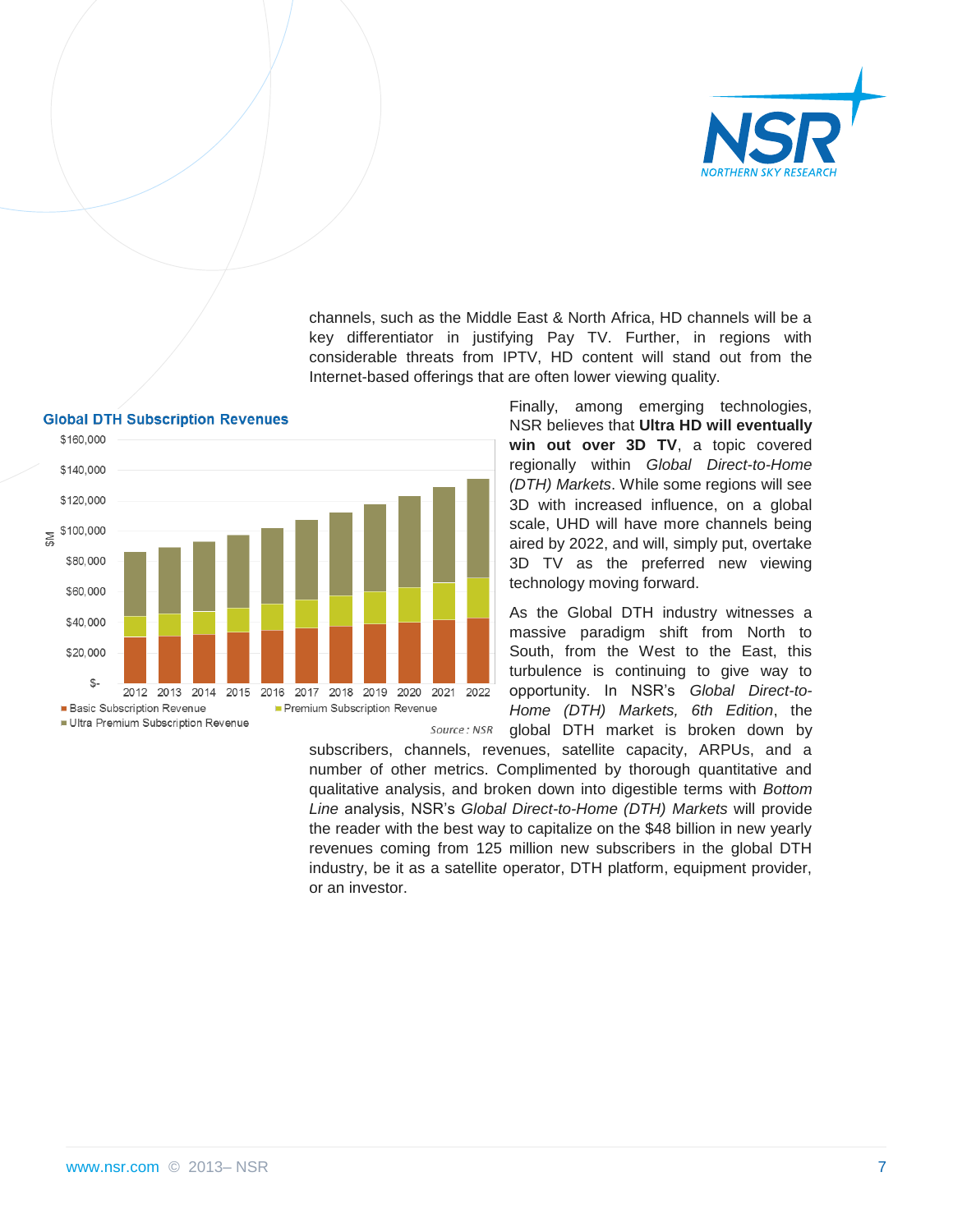channels, such as the Middle East & North Africa, HD channels will be a key differentiator in justifying Pay TV. Further, in regions with considerable threats from IPTV, HD content will stand out from the Internet-based offerings that are often lower viewing quality.

**Global DTH Subscription Revenues**

Source: NSR

Finally, among emerging technologies, NSR believes that **Ultra HD will eventually win out over 3D TV**, a topic covered regionally within *Global Direct-to-Home (DTH) Markets*. While some regions will see 3D with increased influence, on a global scale, UHD will have more channels being aired by 2022, and will, simply put, overtake 3D TV as the preferred new viewing technology moving forward.

As the Global DTH industry witnesses a massive paradigm shift from North to South, from the West to the East, this turbulence is continuing to give way to opportunity. In NSR's *Global Direct-to-Home (DTH) Markets, 6th Edition*, the global DTH market is broken down by subscribers, channels, revenues, satellite capacity, ARPUs, and a number of other metrics. Complimented by thorough quantitative and qualitative analysis, and broken down into digestible terms with *Bottom Line* analysis, NSR's *Global Direct-to-Home (DTH) Markets* will provide the reader with the best way to capitalize on the $48 billion in new yearly revenues coming from 125 million new subscribers in the global DTH industry, be it as a satellite operator, DTH platform, equipment provider, or an investor.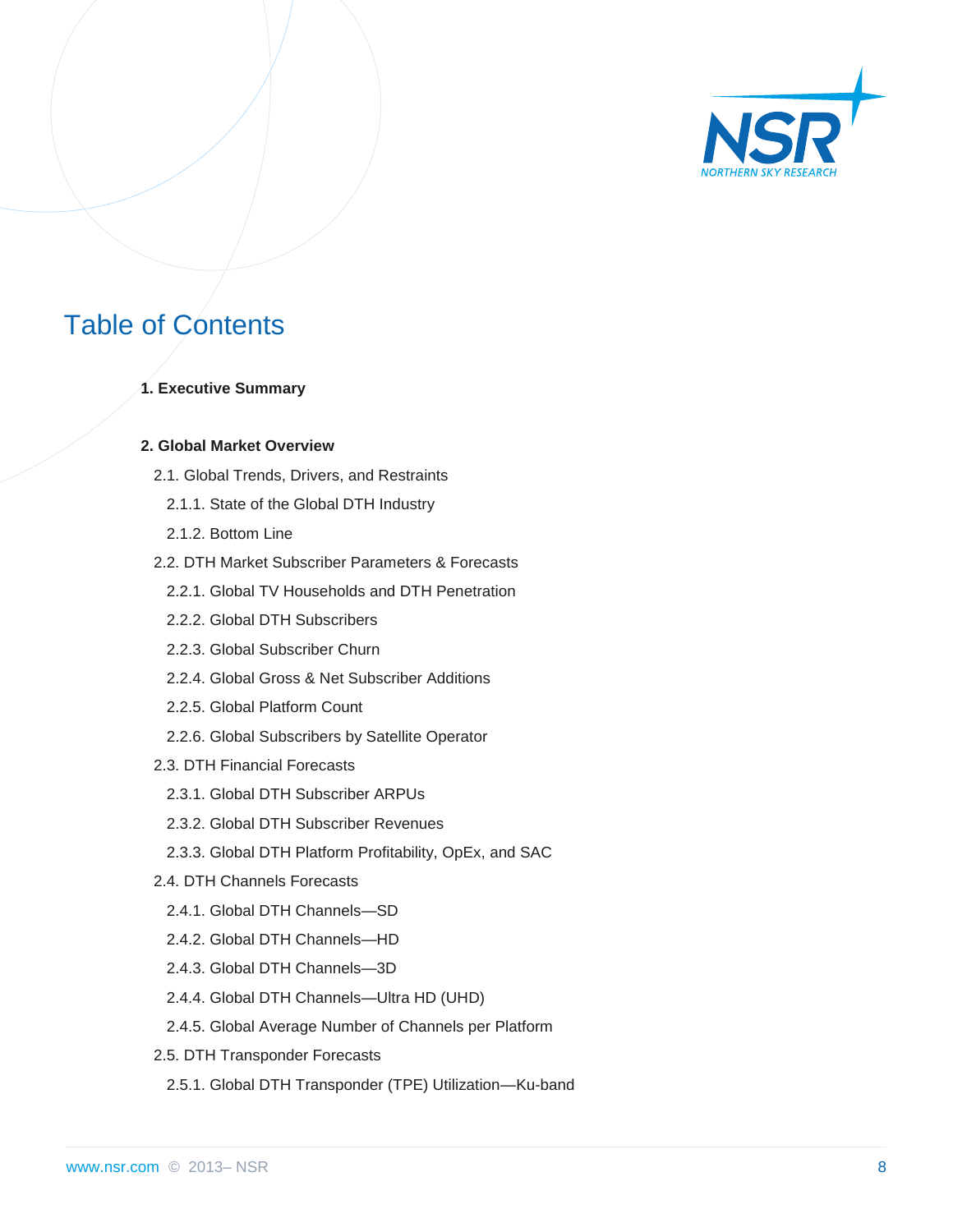# Table of Contents

**1. Executive Summary**

**2. Global Market Overview**

- 2.1. Global Trends, Drivers, and Restraints
  - 2.1.1. State of the Global DTH Industry
  - 2.1.2. Bottom Line
- 2.2. DTH Market Subscriber Parameters & Forecasts
  - 2.2.1. Global TV Households and DTH Penetration
  - 2.2.2. Global DTH Subscribers
  - 2.2.3. Global Subscriber Churn
  - 2.2.4. Global Gross & Net Subscriber Additions
  - 2.2.5. Global Platform Count
  - 2.2.6. Global Subscribers by Satellite Operator
- 2.3. DTH Financial Forecasts
  - 2.3.1. Global DTH Subscriber ARPUs
  - 2.3.2. Global DTH Subscriber Revenues
  - 2.3.3. Global DTH Platform Profitability, OpEx, and SAC
- 2.4. DTH Channels Forecasts
  - 2.4.1. Global DTH Channels—SD
  - 2.4.2. Global DTH Channels—HD
  - 2.4.3. Global DTH Channels—3D
  - 2.4.4. Global DTH Channels—Ultra HD (UHD)
  - 2.4.5. Global Average Number of Channels per Platform
- 2.5. DTH Transponder Forecasts
  - 2.5.1. Global DTH Transponder (TPE) Utilization—Ku-band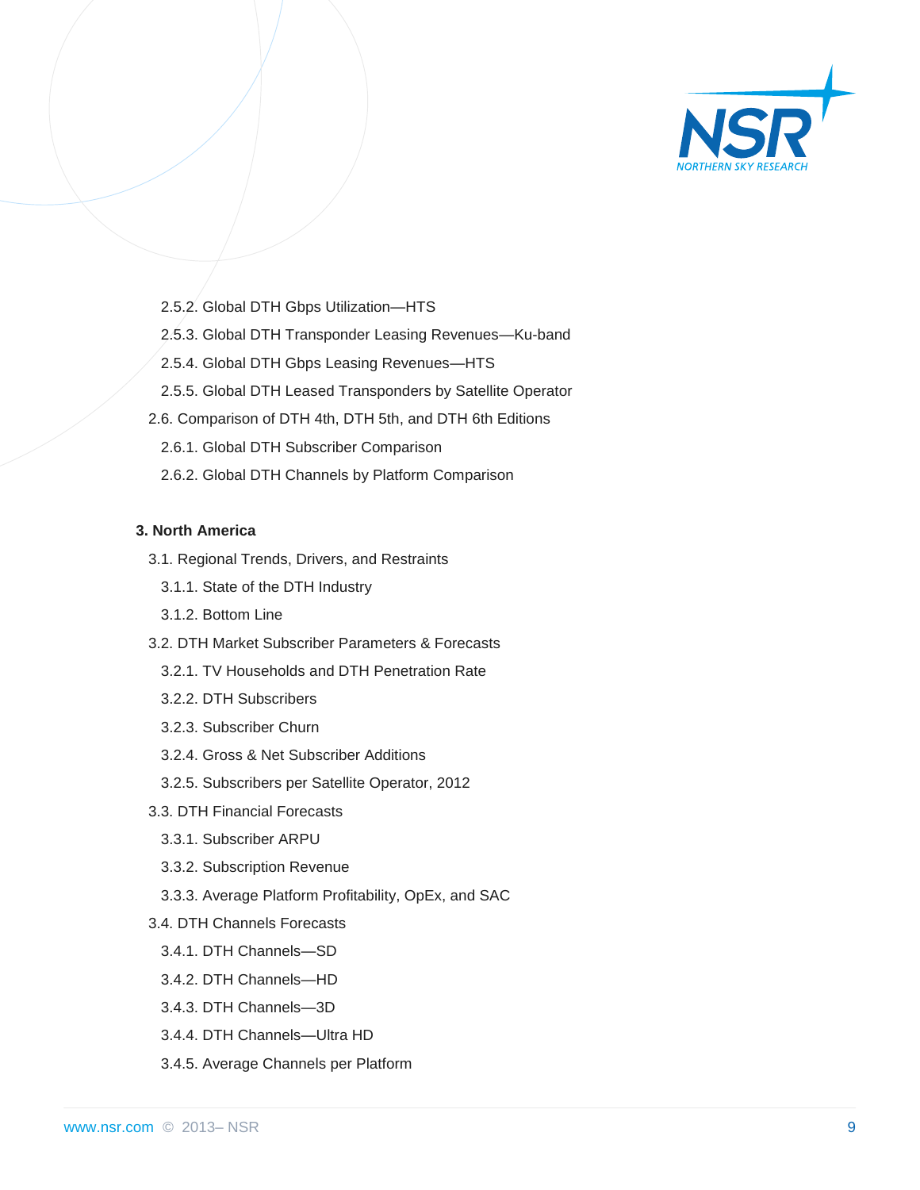- 2.5.2. Global DTH Gbps Utilization—HTS
- 2.5.3. Global DTH Transponder Leasing Revenues—Ku-band
- 2.5.4. Global DTH Gbps Leasing Revenues—HTS
- 2.5.5. Global DTH Leased Transponders by Satellite Operator

2.6. Comparison of DTH 4th, DTH 5th, and DTH 6th Editions

- 2.6.1. Global DTH Subscriber Comparison
- 2.6.2. Global DTH Channels by Platform Comparison

**3. North America**

3.1. Regional Trends, Drivers, and Restraints

- 3.1.1. State of the DTH Industry
- 3.1.2. Bottom Line

3.2. DTH Market Subscriber Parameters & Forecasts

- 3.2.1. TV Households and DTH Penetration Rate
- 3.2.2. DTH Subscribers
- 3.2.3. Subscriber Churn
- 3.2.4. Gross & Net Subscriber Additions
- 3.2.5. Subscribers per Satellite Operator, 2012

3.3. DTH Financial Forecasts

- 3.3.1. Subscriber ARPU
- 3.3.2. Subscription Revenue
- 3.3.3. Average Platform Profitability, OpEx, and SAC

3.4. DTH Channels Forecasts

- 3.4.1. DTH Channels—SD
- 3.4.2. DTH Channels—HD
- 3.4.3. DTH Channels—3D
- 3.4.4. DTH Channels—Ultra HD
- 3.4.5. Average Channels per Platform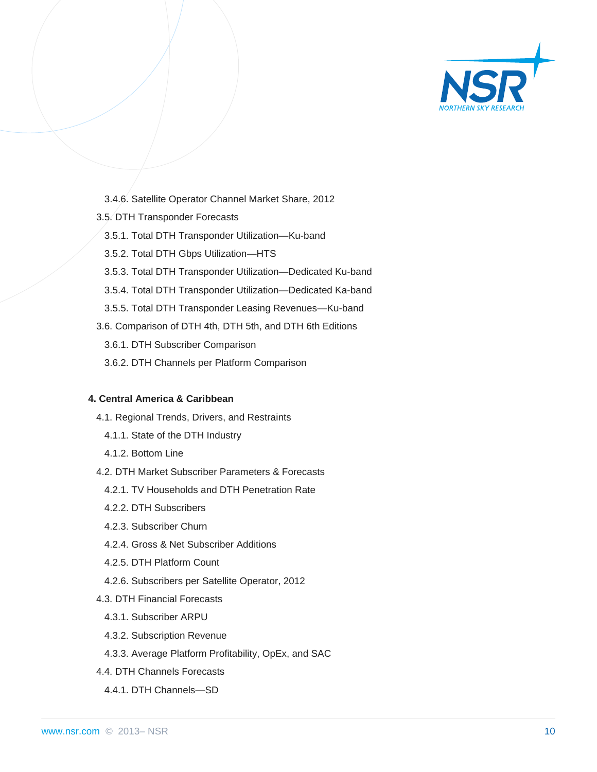- 3.4.6. Satellite Operator Channel Market Share, 2012
- 3.5. DTH Transponder Forecasts
  - 3.5.1. Total DTH Transponder Utilization—Ku-band
  - 3.5.2. Total DTH Gbps Utilization—HTS
  - 3.5.3. Total DTH Transponder Utilization—Dedicated Ku-band
  - 3.5.4. Total DTH Transponder Utilization—Dedicated Ka-band
  - 3.5.5. Total DTH Transponder Leasing Revenues—Ku-band
- 3.6. Comparison of DTH 4th, DTH 5th, and DTH 6th Editions
  - 3.6.1. DTH Subscriber Comparison
  - 3.6.2. DTH Channels per Platform Comparison

**4. Central America & Caribbean**

- 4.1. Regional Trends, Drivers, and Restraints
  - 4.1.1. State of the DTH Industry
  - 4.1.2. Bottom Line
- 4.2. DTH Market Subscriber Parameters & Forecasts
  - 4.2.1. TV Households and DTH Penetration Rate
  - 4.2.2. DTH Subscribers
  - 4.2.3. Subscriber Churn
  - 4.2.4. Gross & Net Subscriber Additions
  - 4.2.5. DTH Platform Count
  - 4.2.6. Subscribers per Satellite Operator, 2012
- 4.3. DTH Financial Forecasts
  - 4.3.1. Subscriber ARPU
  - 4.3.2. Subscription Revenue
  - 4.3.3. Average Platform Profitability, OpEx, and SAC
- 4.4. DTH Channels Forecasts
  - 4.4.1. DTH Channels—SD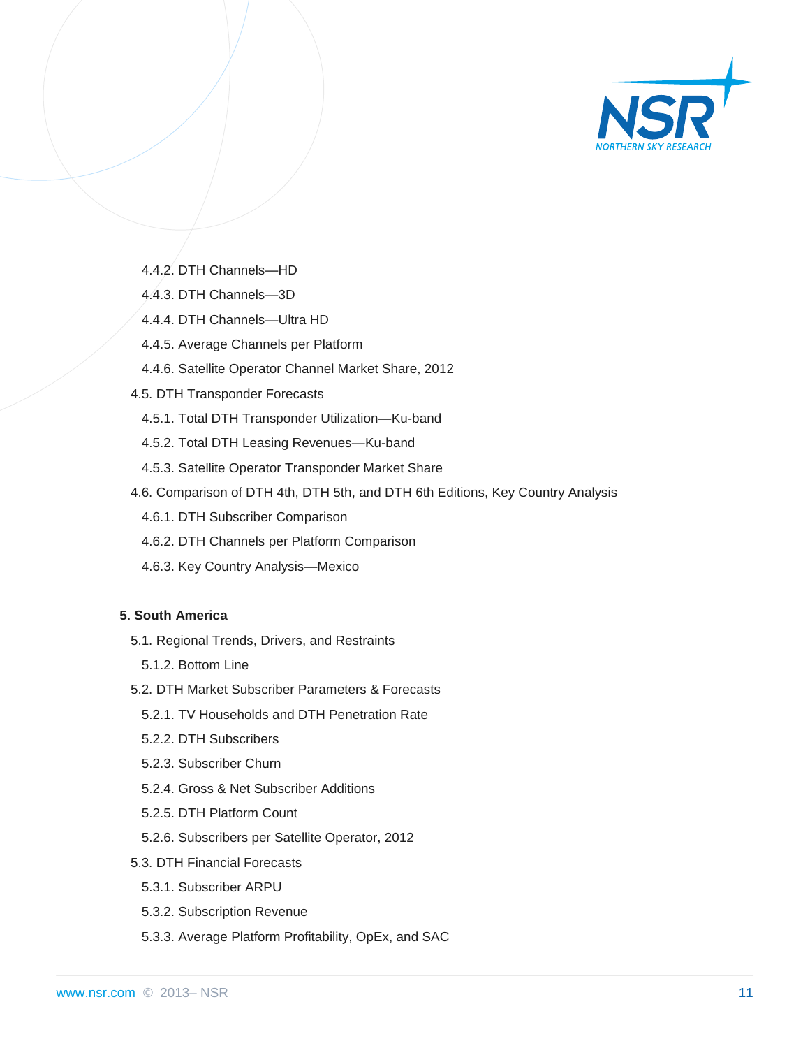- 4.4.2. DTH Channels—HD
- 4.4.3. DTH Channels—3D
- 4.4.4. DTH Channels—Ultra HD
- 4.4.5. Average Channels per Platform
- 4.4.6. Satellite Operator Channel Market Share, 2012

4.5. DTH Transponder Forecasts

- 4.5.1. Total DTH Transponder Utilization—Ku-band
- 4.5.2. Total DTH Leasing Revenues—Ku-band
- 4.5.3. Satellite Operator Transponder Market Share

4.6. Comparison of DTH 4th, DTH 5th, and DTH 6th Editions, Key Country Analysis

- 4.6.1. DTH Subscriber Comparison
- 4.6.2. DTH Channels per Platform Comparison
- 4.6.3. Key Country Analysis—Mexico

**5. South America**

5.1. Regional Trends, Drivers, and Restraints

- 5.1.2. Bottom Line

5.2. DTH Market Subscriber Parameters & Forecasts

- 5.2.1. TV Households and DTH Penetration Rate
- 5.2.2. DTH Subscribers
- 5.2.3. Subscriber Churn
- 5.2.4. Gross & Net Subscriber Additions
- 5.2.5. DTH Platform Count
- 5.2.6. Subscribers per Satellite Operator, 2012

5.3. DTH Financial Forecasts

- 5.3.1. Subscriber ARPU
- 5.3.2. Subscription Revenue
- 5.3.3. Average Platform Profitability, OpEx, and SAC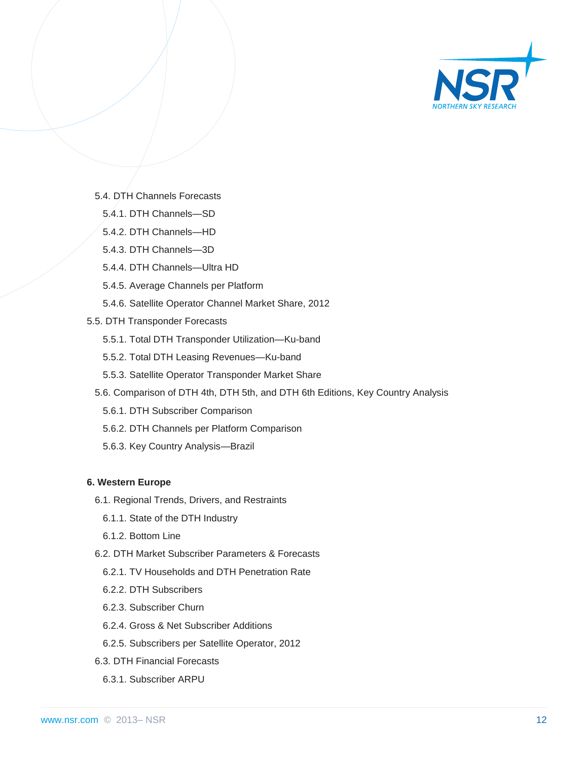- 5.4. DTH Channels Forecasts
  - 5.4.1. DTH Channels—SD
  - 5.4.2. DTH Channels—HD
  - 5.4.3. DTH Channels—3D
  - 5.4.4. DTH Channels—Ultra HD
  - 5.4.5. Average Channels per Platform
  - 5.4.6. Satellite Operator Channel Market Share, 2012
- 5.5. DTH Transponder Forecasts
  - 5.5.1. Total DTH Transponder Utilization—Ku-band
  - 5.5.2. Total DTH Leasing Revenues—Ku-band
  - 5.5.3. Satellite Operator Transponder Market Share
- 5.6. Comparison of DTH 4th, DTH 5th, and DTH 6th Editions, Key Country Analysis
  - 5.6.1. DTH Subscriber Comparison
  - 5.6.2. DTH Channels per Platform Comparison
  - 5.6.3. Key Country Analysis—Brazil

**6. Western Europe**

- 6.1. Regional Trends, Drivers, and Restraints
  - 6.1.1. State of the DTH Industry
  - 6.1.2. Bottom Line
- 6.2. DTH Market Subscriber Parameters & Forecasts
  - 6.2.1. TV Households and DTH Penetration Rate
  - 6.2.2. DTH Subscribers
  - 6.2.3. Subscriber Churn
  - 6.2.4. Gross & Net Subscriber Additions
  - 6.2.5. Subscribers per Satellite Operator, 2012
- 6.3. DTH Financial Forecasts
  - 6.3.1. Subscriber ARPU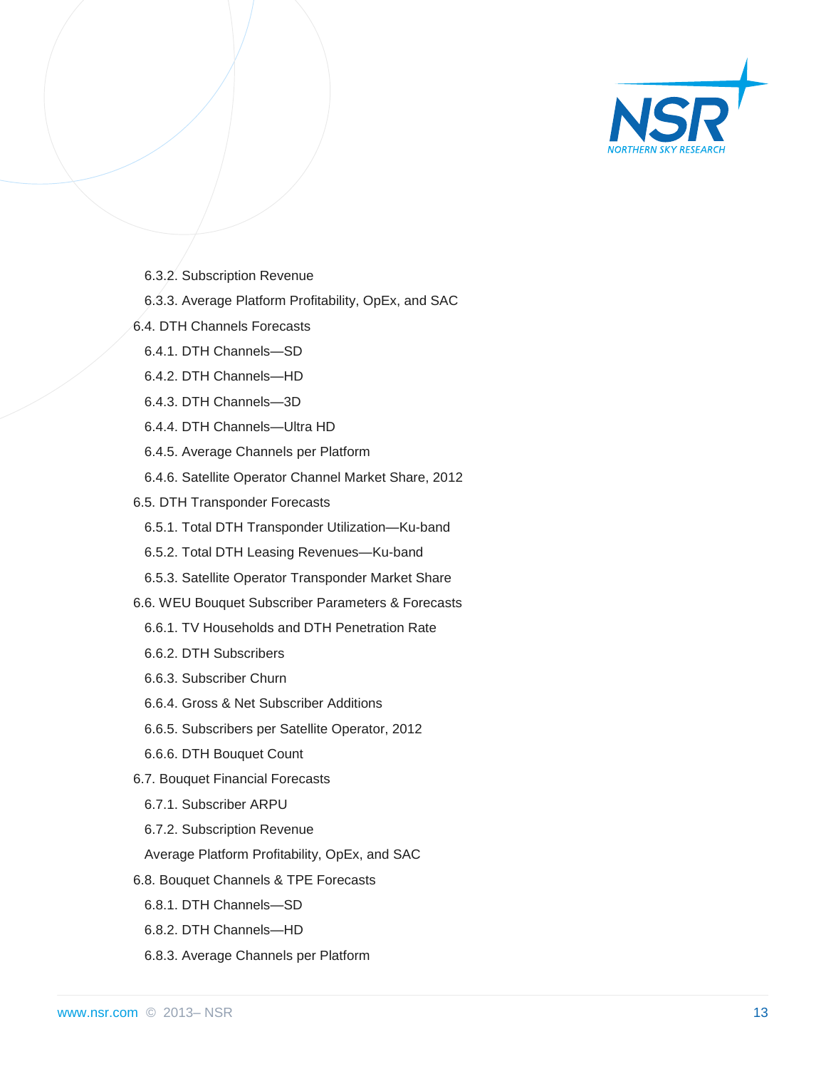- 6.3.2. Subscription Revenue
- 6.3.3. Average Platform Profitability, OpEx, and SAC

6.4. DTH Channels Forecasts

- 6.4.1. DTH Channels—SD
- 6.4.2. DTH Channels—HD
- 6.4.3. DTH Channels—3D
- 6.4.4. DTH Channels—Ultra HD
- 6.4.5. Average Channels per Platform
- 6.4.6. Satellite Operator Channel Market Share, 2012

6.5. DTH Transponder Forecasts

- 6.5.1. Total DTH Transponder Utilization—Ku-band
- 6.5.2. Total DTH Leasing Revenues—Ku-band
- 6.5.3. Satellite Operator Transponder Market Share

6.6. WEU Bouquet Subscriber Parameters & Forecasts

- 6.6.1. TV Households and DTH Penetration Rate
- 6.6.2. DTH Subscribers
- 6.6.3. Subscriber Churn
- 6.6.4. Gross & Net Subscriber Additions
- 6.6.5. Subscribers per Satellite Operator, 2012
- 6.6.6. DTH Bouquet Count

6.7. Bouquet Financial Forecasts

- 6.7.1. Subscriber ARPU
- 6.7.2. Subscription Revenue
- Average Platform Profitability, OpEx, and SAC

6.8. Bouquet Channels & TPE Forecasts

- 6.8.1. DTH Channels—SD
- 6.8.2. DTH Channels—HD
- 6.8.3. Average Channels per Platform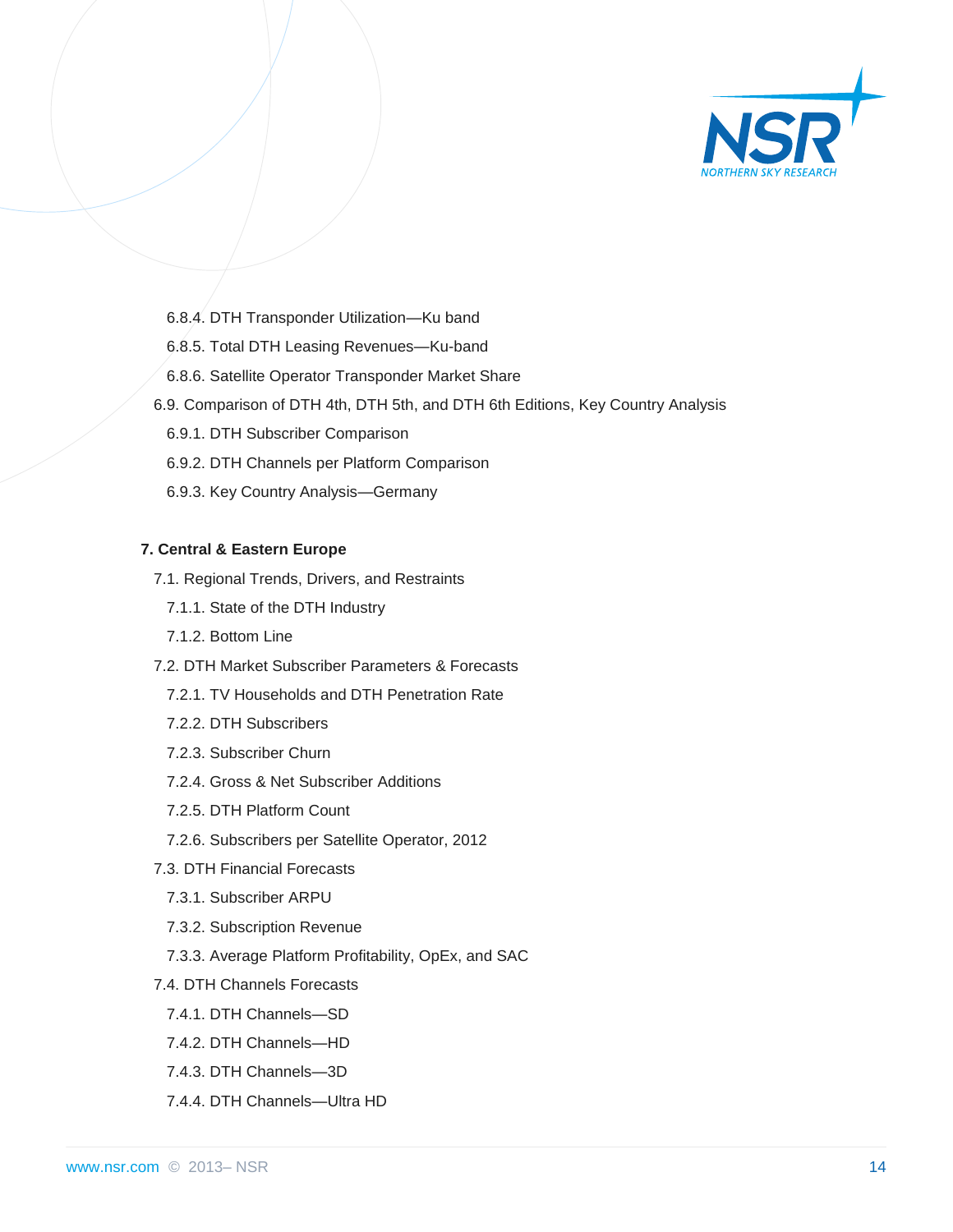- 6.8.4. DTH Transponder Utilization—Ku band
- 6.8.5. Total DTH Leasing Revenues—Ku-band
- 6.8.6. Satellite Operator Transponder Market Share

6.9. Comparison of DTH 4th, DTH 5th, and DTH 6th Editions, Key Country Analysis

- 6.9.1. DTH Subscriber Comparison
- 6.9.2. DTH Channels per Platform Comparison
- 6.9.3. Key Country Analysis—Germany

**7. Central & Eastern Europe**

7.1. Regional Trends, Drivers, and Restraints

- 7.1.1. State of the DTH Industry
- 7.1.2. Bottom Line

7.2. DTH Market Subscriber Parameters & Forecasts

- 7.2.1. TV Households and DTH Penetration Rate
- 7.2.2. DTH Subscribers
- 7.2.3. Subscriber Churn
- 7.2.4. Gross & Net Subscriber Additions
- 7.2.5. DTH Platform Count
- 7.2.6. Subscribers per Satellite Operator, 2012

7.3. DTH Financial Forecasts

- 7.3.1. Subscriber ARPU
- 7.3.2. Subscription Revenue
- 7.3.3. Average Platform Profitability, OpEx, and SAC

7.4. DTH Channels Forecasts

- 7.4.1. DTH Channels—SD
- 7.4.2. DTH Channels—HD
- 7.4.3. DTH Channels—3D
- 7.4.4. DTH Channels—Ultra HD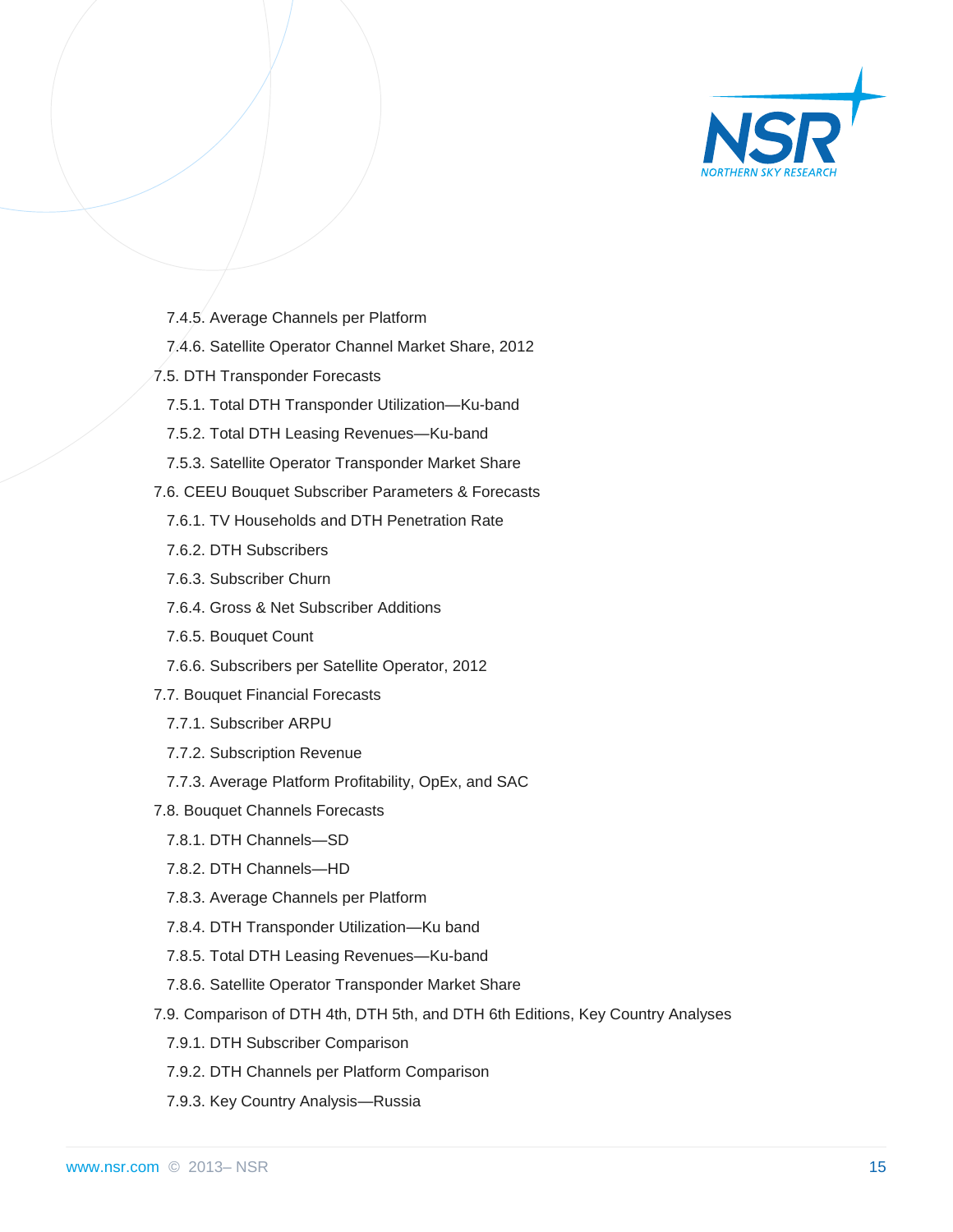- 7.4.5. Average Channels per Platform
- 7.4.6. Satellite Operator Channel Market Share, 2012

7.5. DTH Transponder Forecasts

- 7.5.1. Total DTH Transponder Utilization—Ku-band
- 7.5.2. Total DTH Leasing Revenues—Ku-band
- 7.5.3. Satellite Operator Transponder Market Share

7.6. CEEU Bouquet Subscriber Parameters & Forecasts

- 7.6.1. TV Households and DTH Penetration Rate
- 7.6.2. DTH Subscribers
- 7.6.3. Subscriber Churn
- 7.6.4. Gross & Net Subscriber Additions
- 7.6.5. Bouquet Count
- 7.6.6. Subscribers per Satellite Operator, 2012

7.7. Bouquet Financial Forecasts

- 7.7.1. Subscriber ARPU
- 7.7.2. Subscription Revenue
- 7.7.3. Average Platform Profitability, OpEx, and SAC

7.8. Bouquet Channels Forecasts

- 7.8.1. DTH Channels—SD
- 7.8.2. DTH Channels—HD
- 7.8.3. Average Channels per Platform
- 7.8.4. DTH Transponder Utilization—Ku band
- 7.8.5. Total DTH Leasing Revenues—Ku-band
- 7.8.6. Satellite Operator Transponder Market Share

7.9. Comparison of DTH 4th, DTH 5th, and DTH 6th Editions, Key Country Analyses

- 7.9.1. DTH Subscriber Comparison
- 7.9.2. DTH Channels per Platform Comparison
- 7.9.3. Key Country Analysis—Russia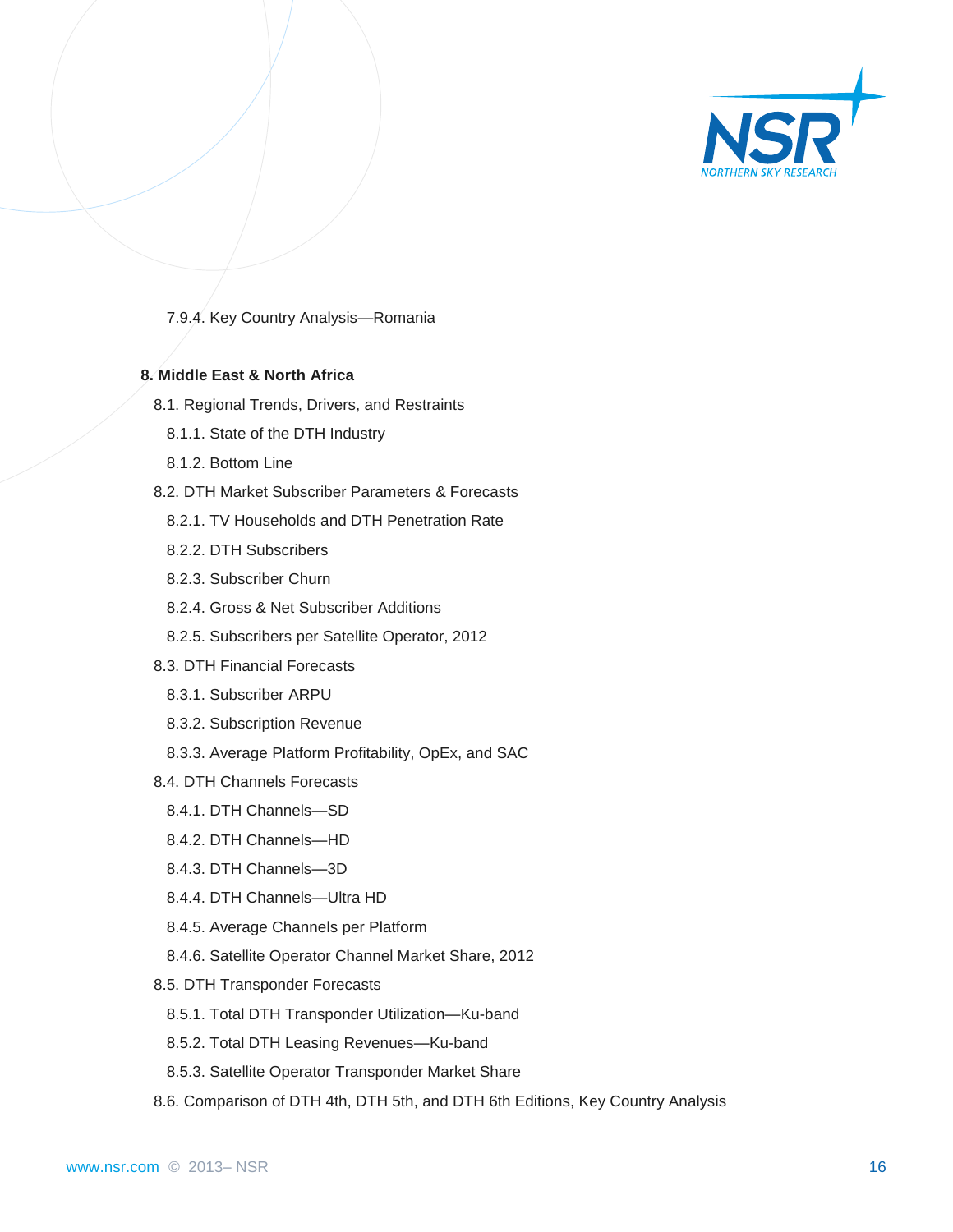7.9.4. Key Country Analysis—Romania

**8. Middle East & North Africa**

- 8.1. Regional Trends, Drivers, and Restraints
  - 8.1.1. State of the DTH Industry
  - 8.1.2. Bottom Line
- 8.2. DTH Market Subscriber Parameters & Forecasts
  - 8.2.1. TV Households and DTH Penetration Rate
  - 8.2.2. DTH Subscribers
  - 8.2.3. Subscriber Churn
  - 8.2.4. Gross & Net Subscriber Additions
  - 8.2.5. Subscribers per Satellite Operator, 2012
- 8.3. DTH Financial Forecasts
  - 8.3.1. Subscriber ARPU
  - 8.3.2. Subscription Revenue
  - 8.3.3. Average Platform Profitability, OpEx, and SAC
- 8.4. DTH Channels Forecasts
  - 8.4.1. DTH Channels—SD
  - 8.4.2. DTH Channels—HD
  - 8.4.3. DTH Channels—3D
  - 8.4.4. DTH Channels—Ultra HD
  - 8.4.5. Average Channels per Platform
  - 8.4.6. Satellite Operator Channel Market Share, 2012
- 8.5. DTH Transponder Forecasts
  - 8.5.1. Total DTH Transponder Utilization—Ku-band
  - 8.5.2. Total DTH Leasing Revenues—Ku-band
  - 8.5.3. Satellite Operator Transponder Market Share
- 8.6. Comparison of DTH 4th, DTH 5th, and DTH 6th Editions, Key Country Analysis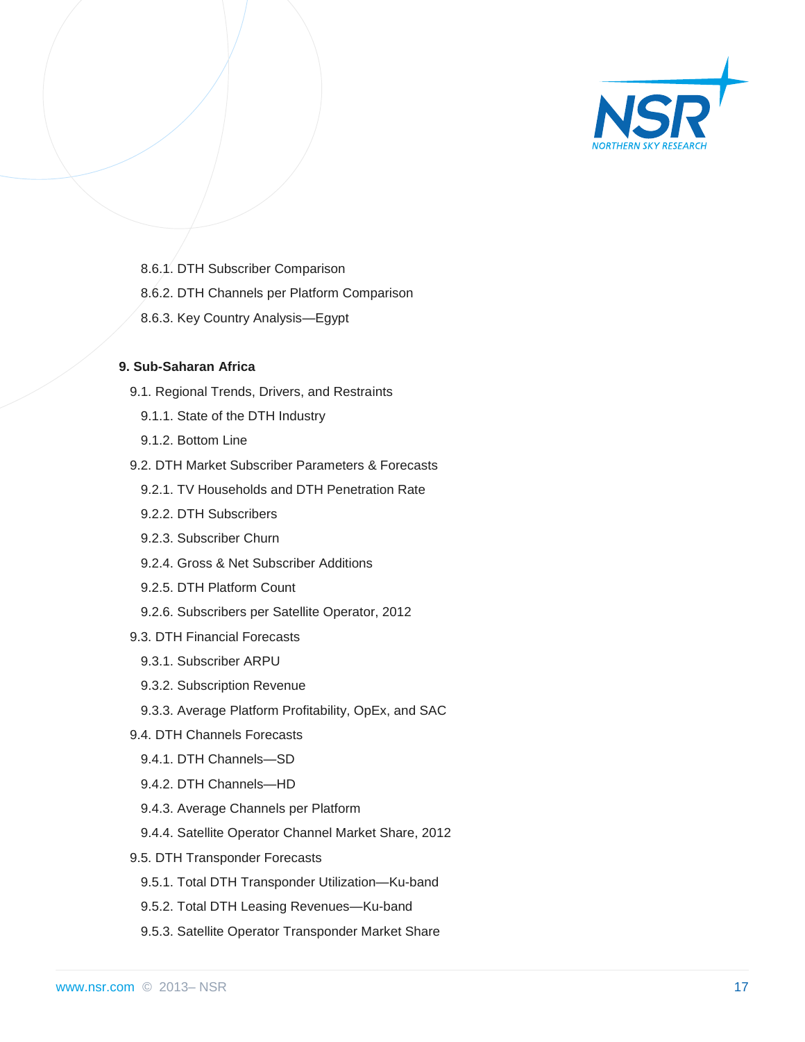8.6.1. DTH Subscriber Comparison

8.6.2. DTH Channels per Platform Comparison

8.6.3. Key Country Analysis—Egypt

**9. Sub-Saharan Africa**

9.1. Regional Trends, Drivers, and Restraints

9.1.1. State of the DTH Industry

9.1.2. Bottom Line

9.2. DTH Market Subscriber Parameters & Forecasts

9.2.1. TV Households and DTH Penetration Rate

9.2.2. DTH Subscribers

9.2.3. Subscriber Churn

9.2.4. Gross & Net Subscriber Additions

9.2.5. DTH Platform Count

9.2.6. Subscribers per Satellite Operator, 2012

9.3. DTH Financial Forecasts

9.3.1. Subscriber ARPU

9.3.2. Subscription Revenue

9.3.3. Average Platform Profitability, OpEx, and SAC

9.4. DTH Channels Forecasts

9.4.1. DTH Channels—SD

9.4.2. DTH Channels—HD

9.4.3. Average Channels per Platform

9.4.4. Satellite Operator Channel Market Share, 2012

9.5. DTH Transponder Forecasts

9.5.1. Total DTH Transponder Utilization—Ku-band

9.5.2. Total DTH Leasing Revenues—Ku-band

9.5.3. Satellite Operator Transponder Market Share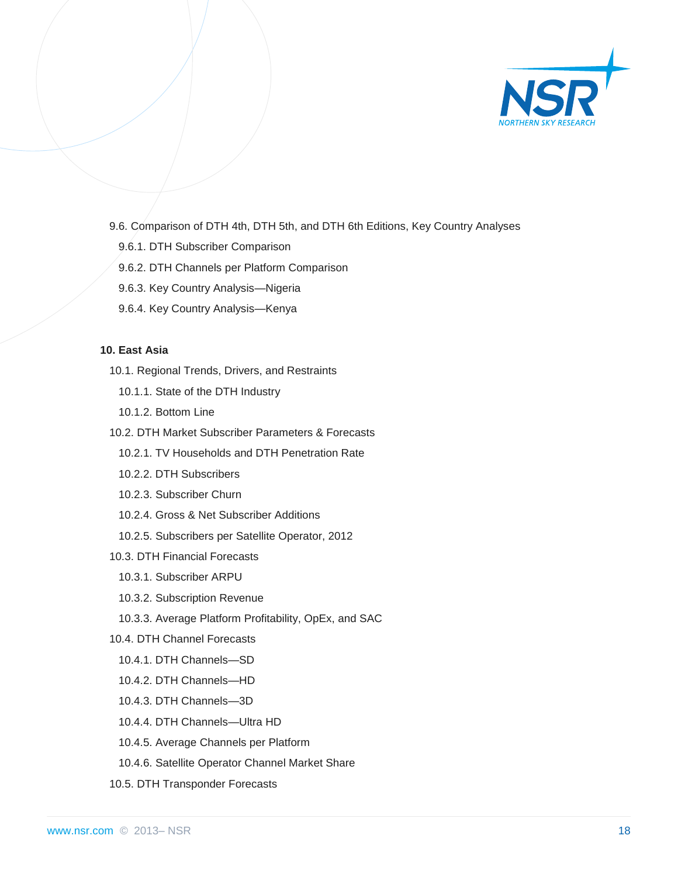- 9.6. Comparison of DTH 4th, DTH 5th, and DTH 6th Editions, Key Country Analyses
  - 9.6.1. DTH Subscriber Comparison
  - 9.6.2. DTH Channels per Platform Comparison
  - 9.6.3. Key Country Analysis—Nigeria
  - 9.6.4. Key Country Analysis—Kenya

**10. East Asia**

- 10.1. Regional Trends, Drivers, and Restraints
  - 10.1.1. State of the DTH Industry
  - 10.1.2. Bottom Line
- 10.2. DTH Market Subscriber Parameters & Forecasts
  - 10.2.1. TV Households and DTH Penetration Rate
  - 10.2.2. DTH Subscribers
  - 10.2.3. Subscriber Churn
  - 10.2.4. Gross & Net Subscriber Additions
  - 10.2.5. Subscribers per Satellite Operator, 2012
- 10.3. DTH Financial Forecasts
  - 10.3.1. Subscriber ARPU
  - 10.3.2. Subscription Revenue
  - 10.3.3. Average Platform Profitability, OpEx, and SAC
- 10.4. DTH Channel Forecasts
  - 10.4.1. DTH Channels—SD
  - 10.4.2. DTH Channels—HD
  - 10.4.3. DTH Channels—3D
  - 10.4.4. DTH Channels—Ultra HD
  - 10.4.5. Average Channels per Platform
  - 10.4.6. Satellite Operator Channel Market Share
- 10.5. DTH Transponder Forecasts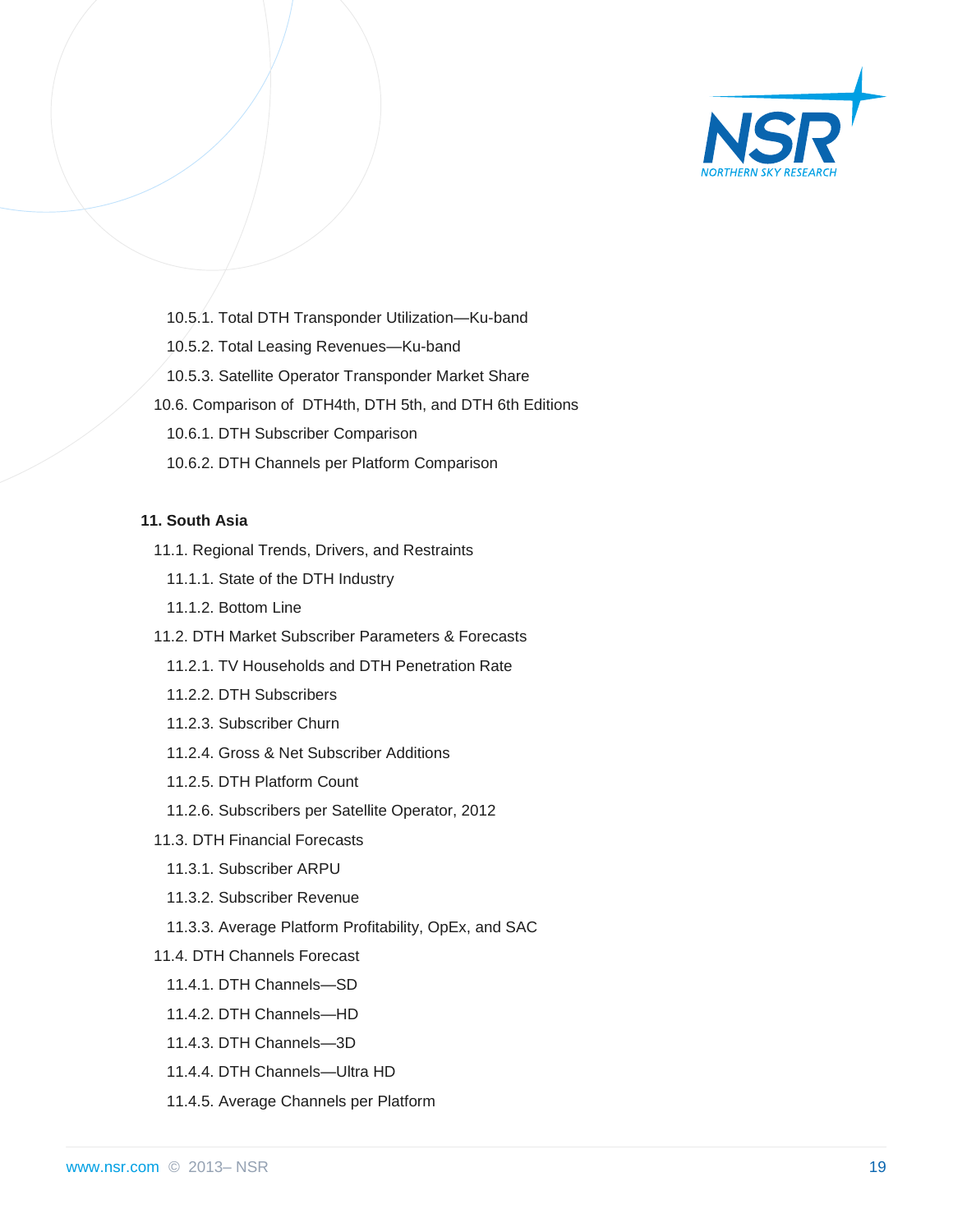- 10.5.1. Total DTH Transponder Utilization—Ku-band
- 10.5.2. Total Leasing Revenues—Ku-band
- 10.5.3. Satellite Operator Transponder Market Share

10.6. Comparison of DTH4th, DTH 5th, and DTH 6th Editions

- 10.6.1. DTH Subscriber Comparison
- 10.6.2. DTH Channels per Platform Comparison

**11. South Asia**

11.1. Regional Trends, Drivers, and Restraints

- 11.1.1. State of the DTH Industry
- 11.1.2. Bottom Line

11.2. DTH Market Subscriber Parameters & Forecasts

- 11.2.1. TV Households and DTH Penetration Rate
- 11.2.2. DTH Subscribers
- 11.2.3. Subscriber Churn
- 11.2.4. Gross & Net Subscriber Additions
- 11.2.5. DTH Platform Count
- 11.2.6. Subscribers per Satellite Operator, 2012

11.3. DTH Financial Forecasts

- 11.3.1. Subscriber ARPU
- 11.3.2. Subscriber Revenue
- 11.3.3. Average Platform Profitability, OpEx, and SAC

11.4. DTH Channels Forecast

- 11.4.1. DTH Channels—SD
- 11.4.2. DTH Channels—HD
- 11.4.3. DTH Channels—3D
- 11.4.4. DTH Channels—Ultra HD
- 11.4.5. Average Channels per Platform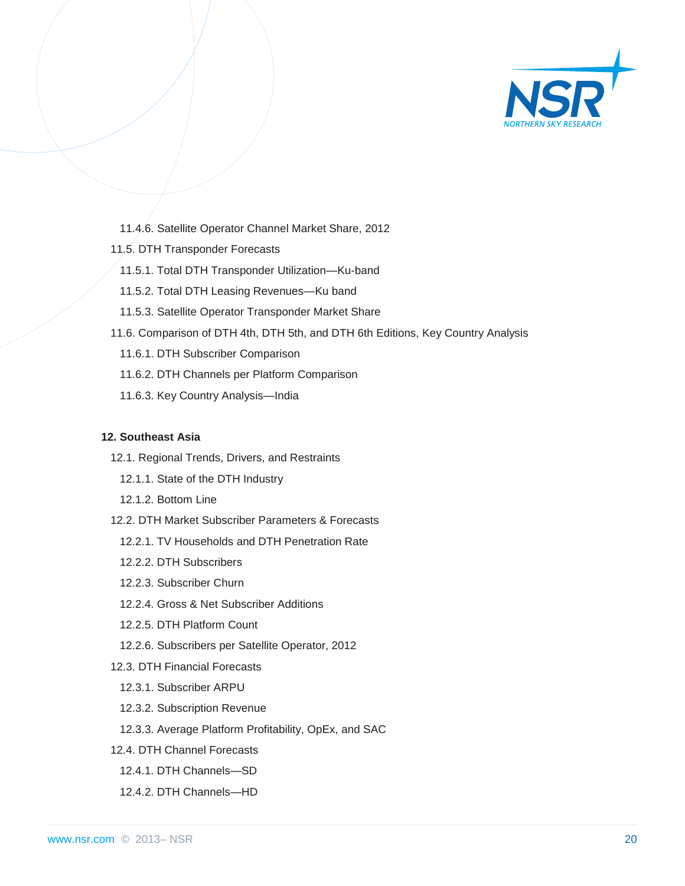- 11.4.6. Satellite Operator Channel Market Share, 2012
- 11.5. DTH Transponder Forecasts
  - 11.5.1. Total DTH Transponder Utilization—Ku-band
  - 11.5.2. Total DTH Leasing Revenues—Ku band
  - 11.5.3. Satellite Operator Transponder Market Share
- 11.6. Comparison of DTH 4th, DTH 5th, and DTH 6th Editions, Key Country Analysis
  - 11.6.1. DTH Subscriber Comparison
  - 11.6.2. DTH Channels per Platform Comparison
  - 11.6.3. Key Country Analysis—India

**12. Southeast Asia**

- 12.1. Regional Trends, Drivers, and Restraints
  - 12.1.1. State of the DTH Industry
  - 12.1.2. Bottom Line
- 12.2. DTH Market Subscriber Parameters & Forecasts
  - 12.2.1. TV Households and DTH Penetration Rate
  - 12.2.2. DTH Subscribers
  - 12.2.3. Subscriber Churn
  - 12.2.4. Gross & Net Subscriber Additions
  - 12.2.5. DTH Platform Count
  - 12.2.6. Subscribers per Satellite Operator, 2012
- 12.3. DTH Financial Forecasts
  - 12.3.1. Subscriber ARPU
  - 12.3.2. Subscription Revenue
  - 12.3.3. Average Platform Profitability, OpEx, and SAC
- 12.4. DTH Channel Forecasts
  - 12.4.1. DTH Channels—SD
  - 12.4.2. DTH Channels—HD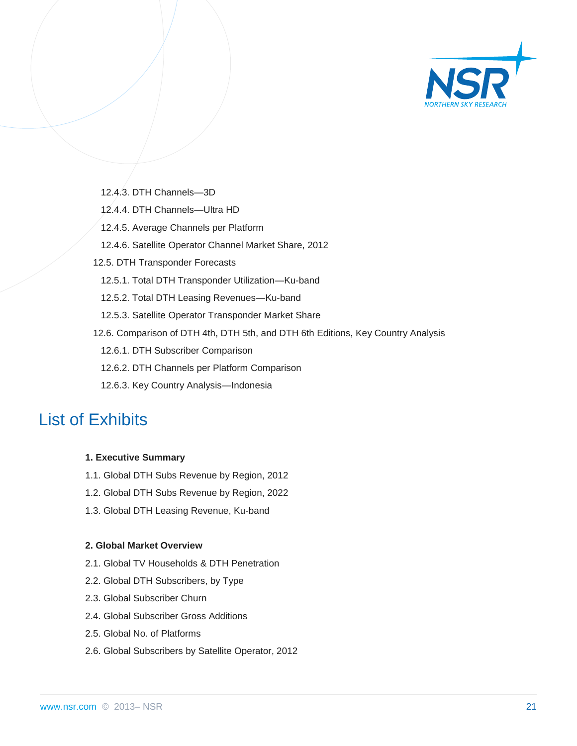- 12.4.3. DTH Channels—3D
- 12.4.4. DTH Channels—Ultra HD
- 12.4.5. Average Channels per Platform
- 12.4.6. Satellite Operator Channel Market Share, 2012

12.5. DTH Transponder Forecasts

- 12.5.1. Total DTH Transponder Utilization—Ku-band
- 12.5.2. Total DTH Leasing Revenues—Ku-band
- 12.5.3. Satellite Operator Transponder Market Share

12.6. Comparison of DTH 4th, DTH 5th, and DTH 6th Editions, Key Country Analysis

- 12.6.1. DTH Subscriber Comparison
- 12.6.2. DTH Channels per Platform Comparison
- 12.6.3. Key Country Analysis—Indonesia

# List of Exhibits

**1. Executive Summary**

1.1. Global DTH Subs Revenue by Region, 2012

1.2. Global DTH Subs Revenue by Region, 2022

1.3. Global DTH Leasing Revenue, Ku-band

**2. Global Market Overview**

2.1. Global TV Households & DTH Penetration

2.2. Global DTH Subscribers, by Type

2.3. Global Subscriber Churn

2.4. Global Subscriber Gross Additions

2.5. Global No. of Platforms

2.6. Global Subscribers by Satellite Operator, 2012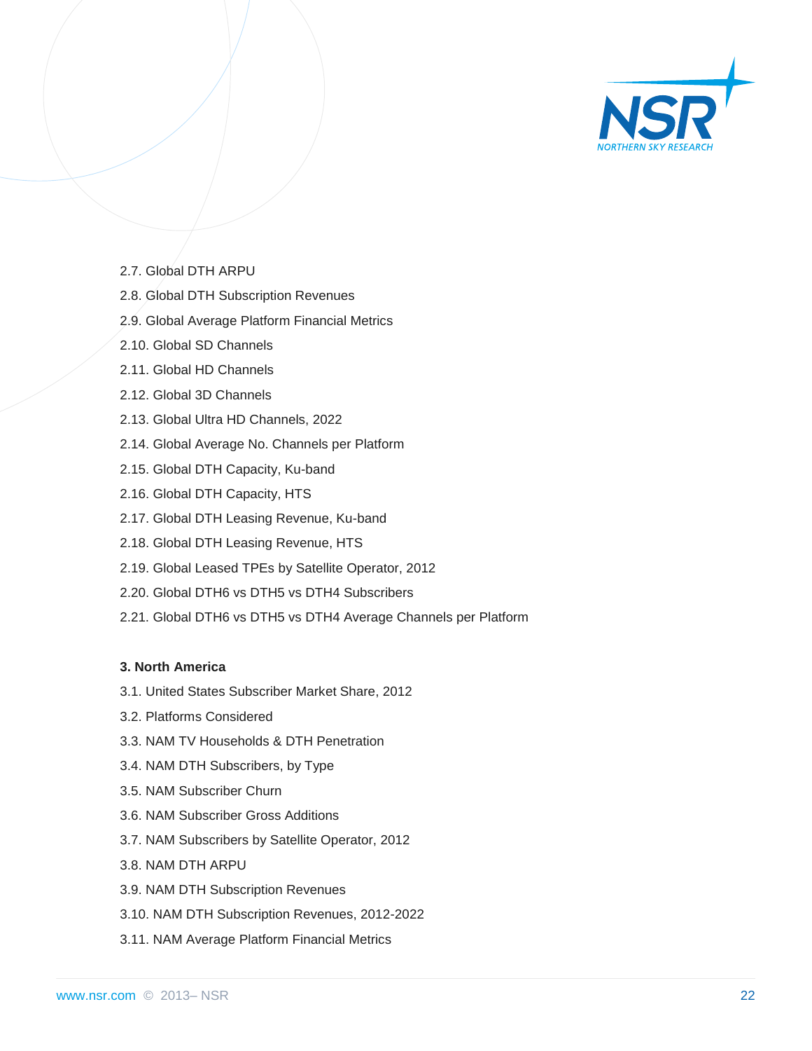2.7. Global DTH ARPU

2.8. Global DTH Subscription Revenues

2.9. Global Average Platform Financial Metrics

2.10. Global SD Channels

2.11. Global HD Channels

2.12. Global 3D Channels

2.13. Global Ultra HD Channels, 2022

2.14. Global Average No. Channels per Platform

2.15. Global DTH Capacity, Ku-band

2.16. Global DTH Capacity, HTS

2.17. Global DTH Leasing Revenue, Ku-band

2.18. Global DTH Leasing Revenue, HTS

2.19. Global Leased TPEs by Satellite Operator, 2012

2.20. Global DTH6 vs DTH5 vs DTH4 Subscribers

2.21. Global DTH6 vs DTH5 vs DTH4 Average Channels per Platform

**3. North America**

3.1. United States Subscriber Market Share, 2012

3.2. Platforms Considered

3.3. NAM TV Households & DTH Penetration

3.4. NAM DTH Subscribers, by Type

3.5. NAM Subscriber Churn

3.6. NAM Subscriber Gross Additions

3.7. NAM Subscribers by Satellite Operator, 2012

3.8. NAM DTH ARPU

3.9. NAM DTH Subscription Revenues

3.10. NAM DTH Subscription Revenues, 2012-2022

3.11. NAM Average Platform Financial Metrics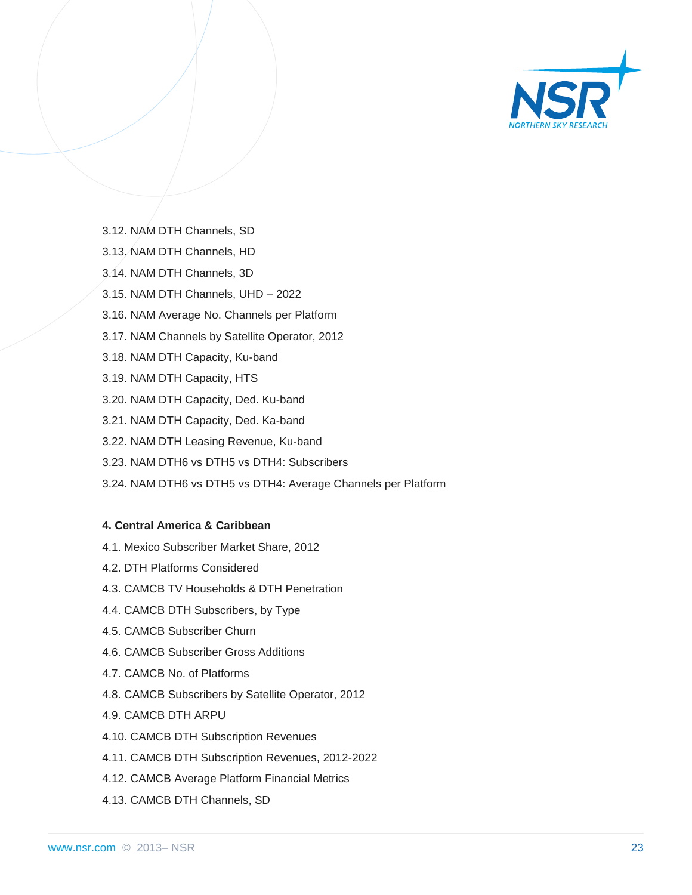3.12. NAM DTH Channels, SD

3.13. NAM DTH Channels, HD

3.14. NAM DTH Channels, 3D

3.15. NAM DTH Channels, UHD – 2022

3.16. NAM Average No. Channels per Platform

3.17. NAM Channels by Satellite Operator, 2012

3.18. NAM DTH Capacity, Ku-band

3.19. NAM DTH Capacity, HTS

3.20. NAM DTH Capacity, Ded. Ku-band

3.21. NAM DTH Capacity, Ded. Ka-band

3.22. NAM DTH Leasing Revenue, Ku-band

3.23. NAM DTH6 vs DTH5 vs DTH4: Subscribers

3.24. NAM DTH6 vs DTH5 vs DTH4: Average Channels per Platform

**4. Central America & Caribbean**

4.1. Mexico Subscriber Market Share, 2012

4.2. DTH Platforms Considered

4.3. CAMCB TV Households & DTH Penetration

4.4. CAMCB DTH Subscribers, by Type

4.5. CAMCB Subscriber Churn

4.6. CAMCB Subscriber Gross Additions

4.7. CAMCB No. of Platforms

4.8. CAMCB Subscribers by Satellite Operator, 2012

4.9. CAMCB DTH ARPU

4.10. CAMCB DTH Subscription Revenues

4.11. CAMCB DTH Subscription Revenues, 2012-2022

4.12. CAMCB Average Platform Financial Metrics

4.13. CAMCB DTH Channels, SD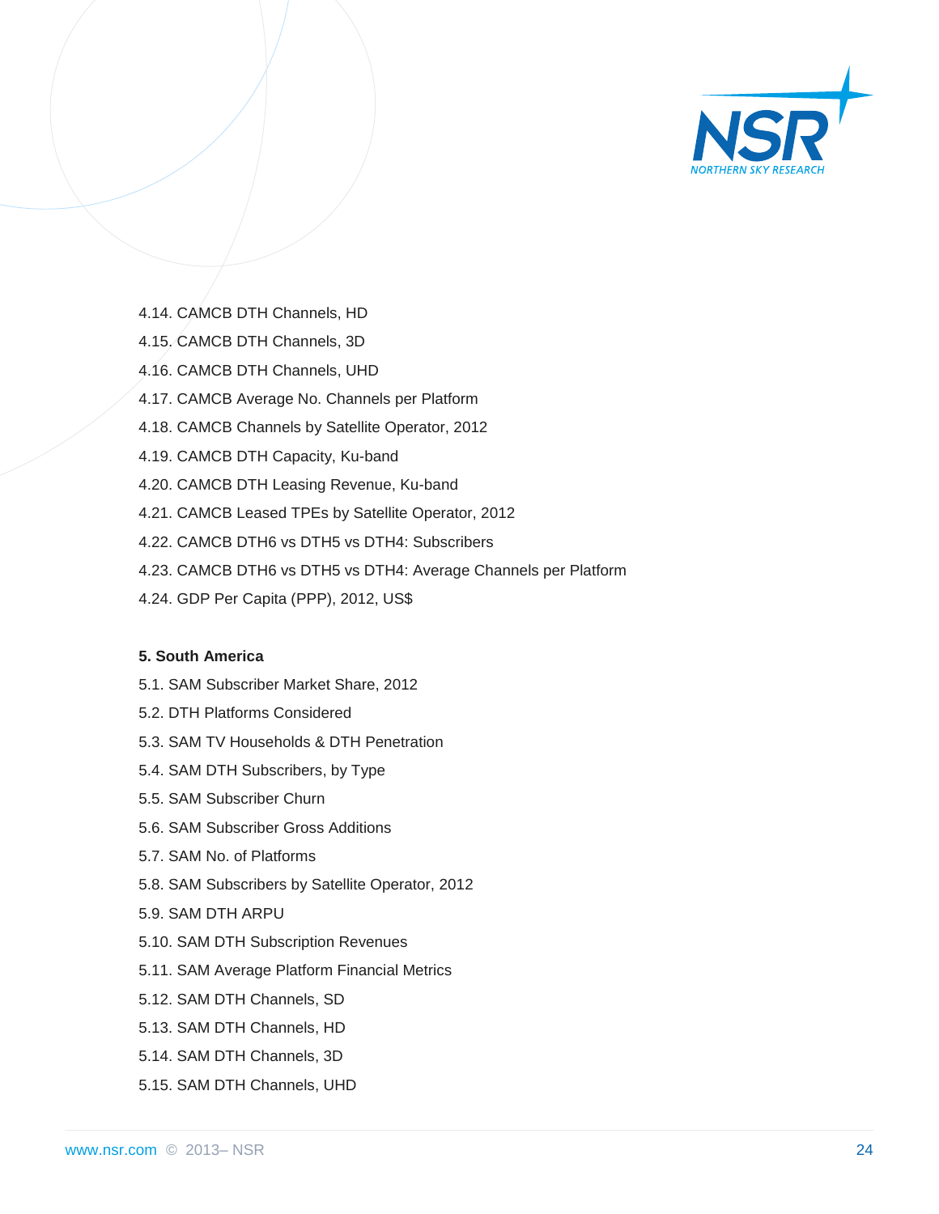4.14. CAMCB DTH Channels, HD

4.15. CAMCB DTH Channels, 3D

4.16. CAMCB DTH Channels, UHD

4.17. CAMCB Average No. Channels per Platform

4.18. CAMCB Channels by Satellite Operator, 2012

4.19. CAMCB DTH Capacity, Ku-band

4.20. CAMCB DTH Leasing Revenue, Ku-band

4.21. CAMCB Leased TPEs by Satellite Operator, 2012

4.22. CAMCB DTH6 vs DTH5 vs DTH4: Subscribers

4.23. CAMCB DTH6 vs DTH5 vs DTH4: Average Channels per Platform

4.24. GDP Per Capita (PPP), 2012, US$

**5. South America**

5.1. SAM Subscriber Market Share, 2012

5.2. DTH Platforms Considered

5.3. SAM TV Households & DTH Penetration

5.4. SAM DTH Subscribers, by Type

5.5. SAM Subscriber Churn

5.6. SAM Subscriber Gross Additions

5.7. SAM No. of Platforms

5.8. SAM Subscribers by Satellite Operator, 2012

5.9. SAM DTH ARPU

5.10. SAM DTH Subscription Revenues

5.11. SAM Average Platform Financial Metrics

5.12. SAM DTH Channels, SD

5.13. SAM DTH Channels, HD

5.14. SAM DTH Channels, 3D

5.15. SAM DTH Channels, UHD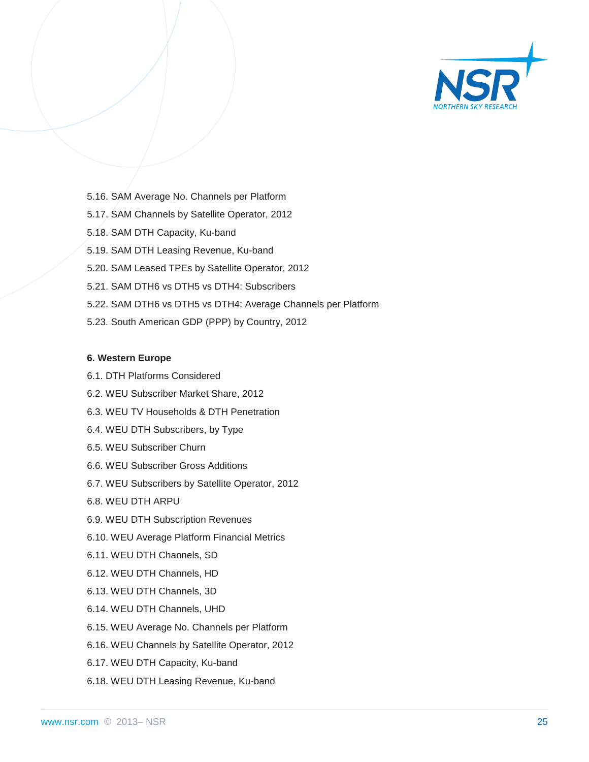5.16. SAM Average No. Channels per Platform

5.17. SAM Channels by Satellite Operator, 2012

5.18. SAM DTH Capacity, Ku-band

5.19. SAM DTH Leasing Revenue, Ku-band

5.20. SAM Leased TPEs by Satellite Operator, 2012

5.21. SAM DTH6 vs DTH5 vs DTH4: Subscribers

5.22. SAM DTH6 vs DTH5 vs DTH4: Average Channels per Platform

5.23. South American GDP (PPP) by Country, 2012

**6. Western Europe**

6.1. DTH Platforms Considered

6.2. WEU Subscriber Market Share, 2012

6.3. WEU TV Households & DTH Penetration

6.4. WEU DTH Subscribers, by Type

6.5. WEU Subscriber Churn

6.6. WEU Subscriber Gross Additions

6.7. WEU Subscribers by Satellite Operator, 2012

6.8. WEU DTH ARPU

6.9. WEU DTH Subscription Revenues

6.10. WEU Average Platform Financial Metrics

6.11. WEU DTH Channels, SD

6.12. WEU DTH Channels, HD

6.13. WEU DTH Channels, 3D

6.14. WEU DTH Channels, UHD

6.15. WEU Average No. Channels per Platform

6.16. WEU Channels by Satellite Operator, 2012

6.17. WEU DTH Capacity, Ku-band

6.18. WEU DTH Leasing Revenue, Ku-band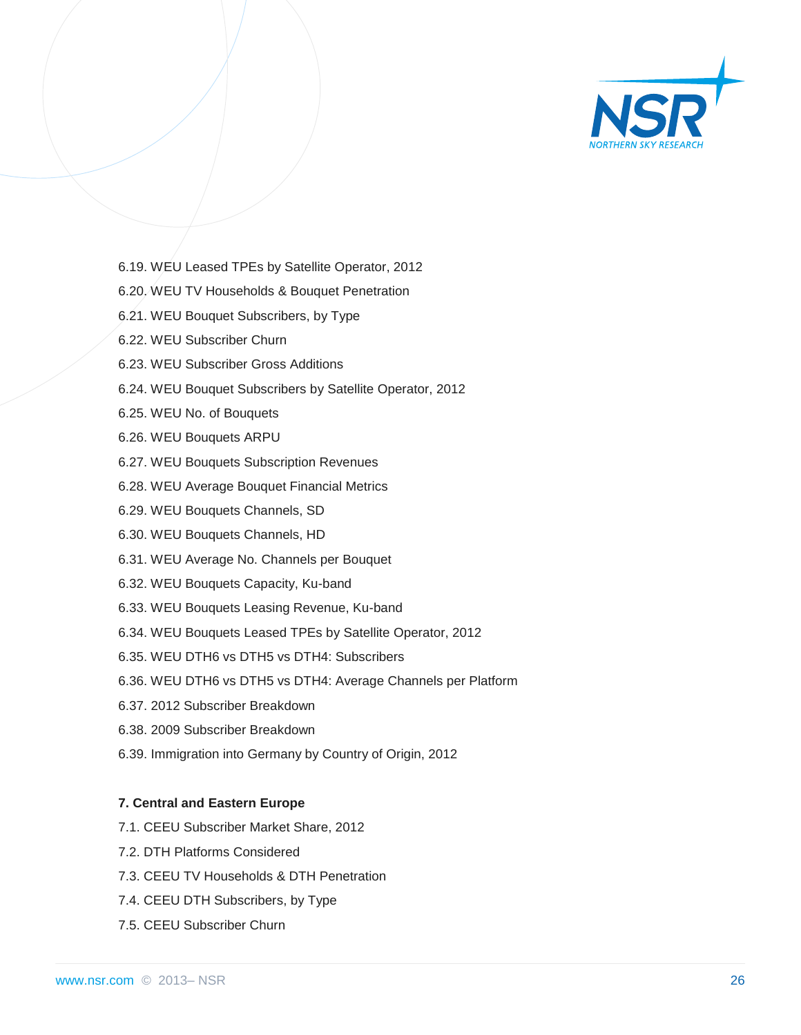6.19. WEU Leased TPEs by Satellite Operator, 2012

6.20. WEU TV Households & Bouquet Penetration

6.21. WEU Bouquet Subscribers, by Type

6.22. WEU Subscriber Churn

6.23. WEU Subscriber Gross Additions

6.24. WEU Bouquet Subscribers by Satellite Operator, 2012

6.25. WEU No. of Bouquets

6.26. WEU Bouquets ARPU

6.27. WEU Bouquets Subscription Revenues

6.28. WEU Average Bouquet Financial Metrics

6.29. WEU Bouquets Channels, SD

6.30. WEU Bouquets Channels, HD

6.31. WEU Average No. Channels per Bouquet

6.32. WEU Bouquets Capacity, Ku-band

6.33. WEU Bouquets Leasing Revenue, Ku-band

6.34. WEU Bouquets Leased TPEs by Satellite Operator, 2012

6.35. WEU DTH6 vs DTH5 vs DTH4: Subscribers

6.36. WEU DTH6 vs DTH5 vs DTH4: Average Channels per Platform

6.37. 2012 Subscriber Breakdown

6.38. 2009 Subscriber Breakdown

6.39. Immigration into Germany by Country of Origin, 2012

**7. Central and Eastern Europe**

7.1. CEEU Subscriber Market Share, 2012

7.2. DTH Platforms Considered

7.3. CEEU TV Households & DTH Penetration

7.4. CEEU DTH Subscribers, by Type

7.5. CEEU Subscriber Churn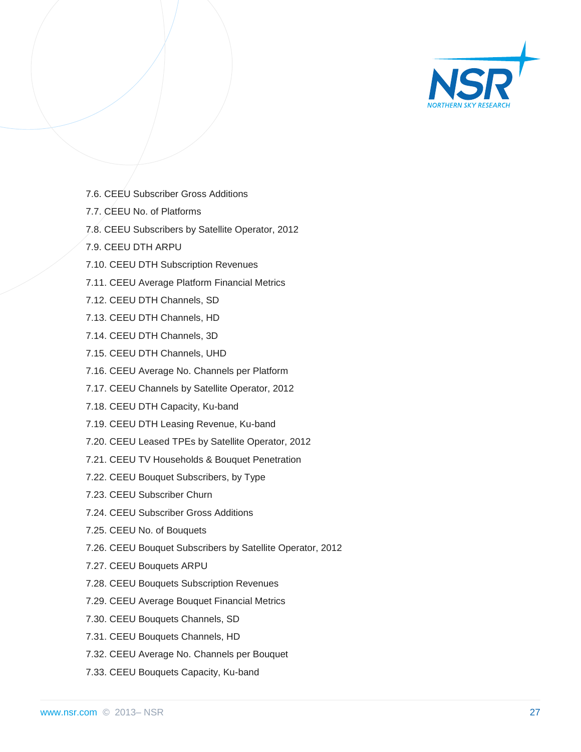7.6. CEEU Subscriber Gross Additions

7.7. CEEU No. of Platforms

7.8. CEEU Subscribers by Satellite Operator, 2012

7.9. CEEU DTH ARPU

7.10. CEEU DTH Subscription Revenues

7.11. CEEU Average Platform Financial Metrics

7.12. CEEU DTH Channels, SD

7.13. CEEU DTH Channels, HD

7.14. CEEU DTH Channels, 3D

7.15. CEEU DTH Channels, UHD

7.16. CEEU Average No. Channels per Platform

7.17. CEEU Channels by Satellite Operator, 2012

7.18. CEEU DTH Capacity, Ku-band

7.19. CEEU DTH Leasing Revenue, Ku-band

7.20. CEEU Leased TPEs by Satellite Operator, 2012

7.21. CEEU TV Households & Bouquet Penetration

7.22. CEEU Bouquet Subscribers, by Type

7.23. CEEU Subscriber Churn

7.24. CEEU Subscriber Gross Additions

7.25. CEEU No. of Bouquets

7.26. CEEU Bouquet Subscribers by Satellite Operator, 2012

7.27. CEEU Bouquets ARPU

7.28. CEEU Bouquets Subscription Revenues

7.29. CEEU Average Bouquet Financial Metrics

7.30. CEEU Bouquets Channels, SD

7.31. CEEU Bouquets Channels, HD

7.32. CEEU Average No. Channels per Bouquet

7.33. CEEU Bouquets Capacity, Ku-band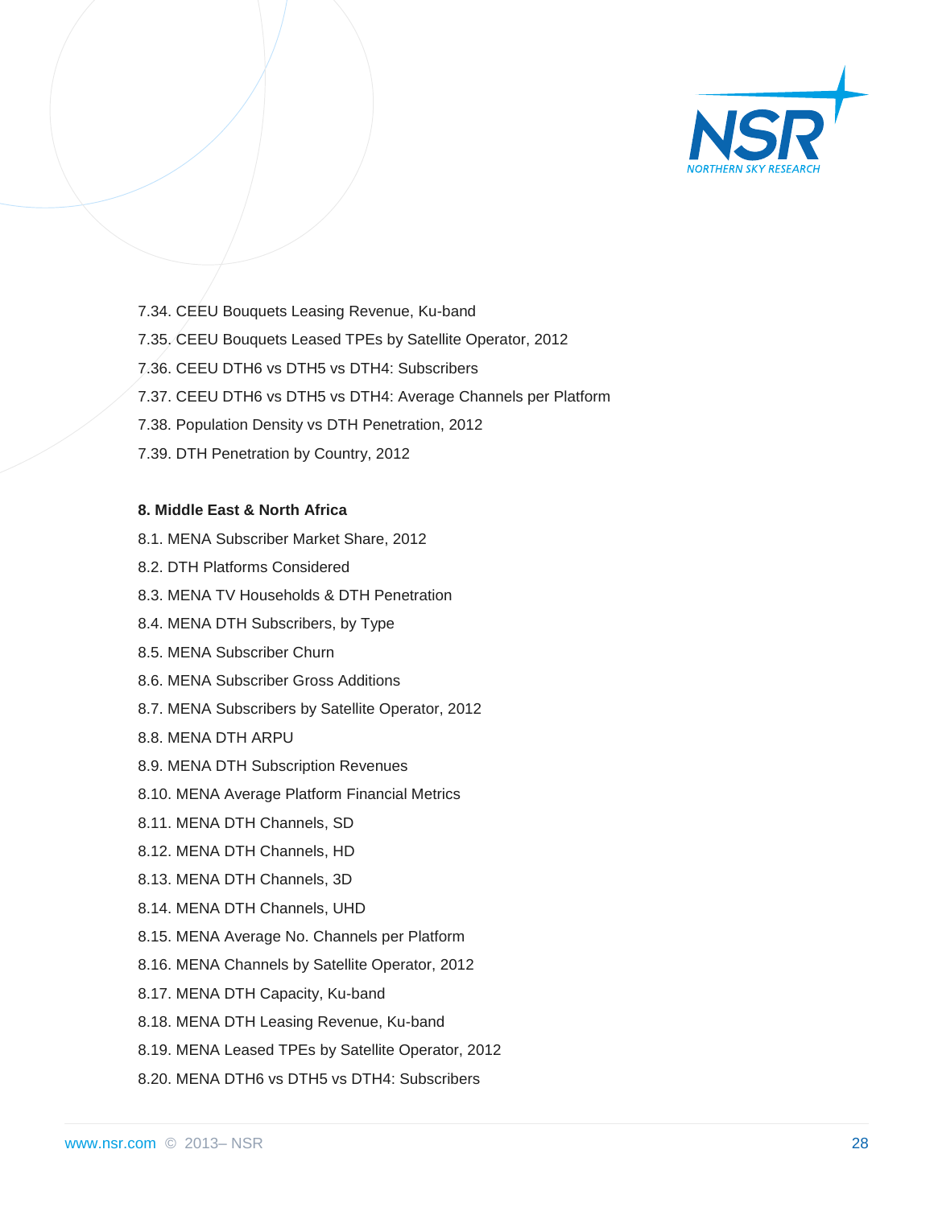7.34. CEEU Bouquets Leasing Revenue, Ku-band

7.35. CEEU Bouquets Leased TPEs by Satellite Operator, 2012

7.36. CEEU DTH6 vs DTH5 vs DTH4: Subscribers

7.37. CEEU DTH6 vs DTH5 vs DTH4: Average Channels per Platform

7.38. Population Density vs DTH Penetration, 2012

7.39. DTH Penetration by Country, 2012

**8. Middle East & North Africa**

8.1. MENA Subscriber Market Share, 2012

8.2. DTH Platforms Considered

8.3. MENA TV Households & DTH Penetration

8.4. MENA DTH Subscribers, by Type

8.5. MENA Subscriber Churn

8.6. MENA Subscriber Gross Additions

8.7. MENA Subscribers by Satellite Operator, 2012

8.8. MENA DTH ARPU

8.9. MENA DTH Subscription Revenues

8.10. MENA Average Platform Financial Metrics

8.11. MENA DTH Channels, SD

8.12. MENA DTH Channels, HD

8.13. MENA DTH Channels, 3D

8.14. MENA DTH Channels, UHD

8.15. MENA Average No. Channels per Platform

8.16. MENA Channels by Satellite Operator, 2012

8.17. MENA DTH Capacity, Ku-band

8.18. MENA DTH Leasing Revenue, Ku-band

8.19. MENA Leased TPEs by Satellite Operator, 2012

8.20. MENA DTH6 vs DTH5 vs DTH4: Subscribers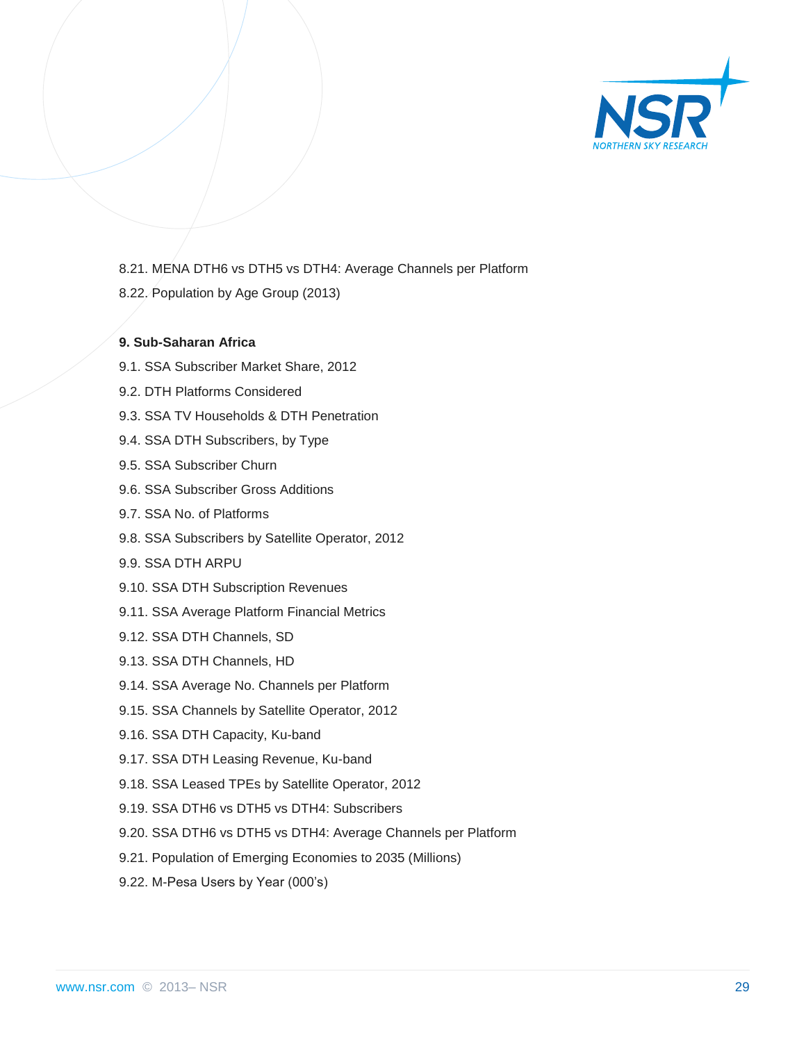8.21. MENA DTH6 vs DTH5 vs DTH4: Average Channels per Platform

8.22. Population by Age Group (2013)

**9. Sub-Saharan Africa**

9.1. SSA Subscriber Market Share, 2012

9.2. DTH Platforms Considered

9.3. SSA TV Households & DTH Penetration

9.4. SSA DTH Subscribers, by Type

9.5. SSA Subscriber Churn

9.6. SSA Subscriber Gross Additions

9.7. SSA No. of Platforms

9.8. SSA Subscribers by Satellite Operator, 2012

9.9. SSA DTH ARPU

9.10. SSA DTH Subscription Revenues

9.11. SSA Average Platform Financial Metrics

9.12. SSA DTH Channels, SD

9.13. SSA DTH Channels, HD

9.14. SSA Average No. Channels per Platform

9.15. SSA Channels by Satellite Operator, 2012

9.16. SSA DTH Capacity, Ku-band

9.17. SSA DTH Leasing Revenue, Ku-band

9.18. SSA Leased TPEs by Satellite Operator, 2012

9.19. SSA DTH6 vs DTH5 vs DTH4: Subscribers

9.20. SSA DTH6 vs DTH5 vs DTH4: Average Channels per Platform

9.21. Population of Emerging Economies to 2035 (Millions)

9.22. M-Pesa Users by Year (000's)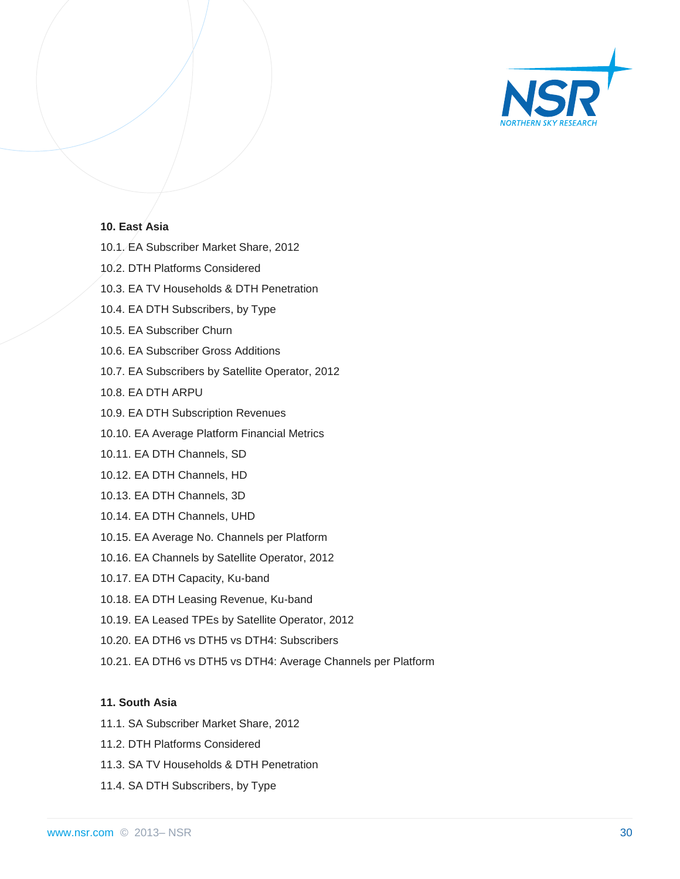**10. East Asia**

10.1. EA Subscriber Market Share, 2012

10.2. DTH Platforms Considered

10.3. EA TV Households & DTH Penetration

10.4. EA DTH Subscribers, by Type

10.5. EA Subscriber Churn

10.6. EA Subscriber Gross Additions

10.7. EA Subscribers by Satellite Operator, 2012

10.8. EA DTH ARPU

10.9. EA DTH Subscription Revenues

10.10. EA Average Platform Financial Metrics

10.11. EA DTH Channels, SD

10.12. EA DTH Channels, HD

10.13. EA DTH Channels, 3D

10.14. EA DTH Channels, UHD

10.15. EA Average No. Channels per Platform

10.16. EA Channels by Satellite Operator, 2012

10.17. EA DTH Capacity, Ku-band

10.18. EA DTH Leasing Revenue, Ku-band

10.19. EA Leased TPEs by Satellite Operator, 2012

10.20. EA DTH6 vs DTH5 vs DTH4: Subscribers

10.21. EA DTH6 vs DTH5 vs DTH4: Average Channels per Platform

**11. South Asia**

11.1. SA Subscriber Market Share, 2012

11.2. DTH Platforms Considered

11.3. SA TV Households & DTH Penetration

11.4. SA DTH Subscribers, by Type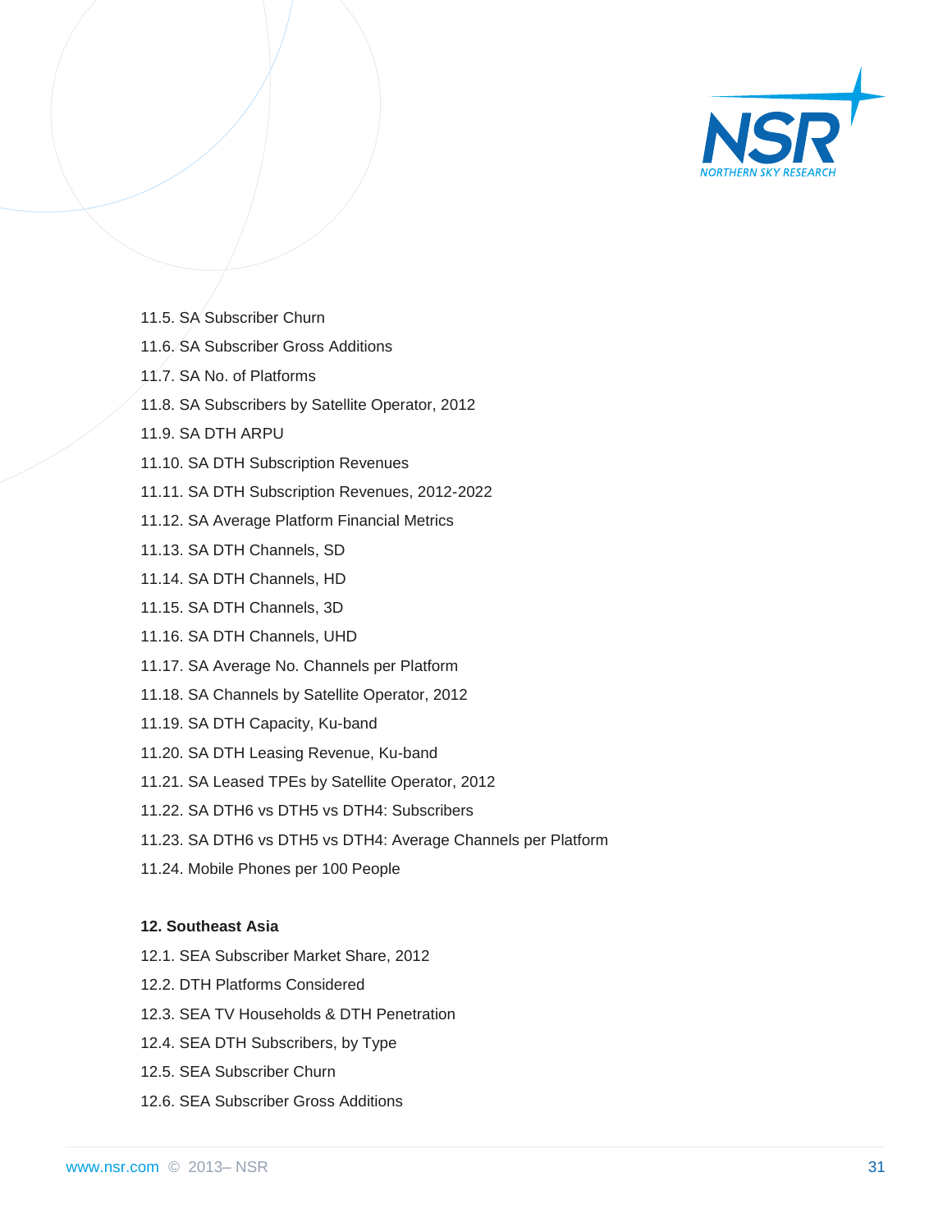11.5. SA Subscriber Churn

11.6. SA Subscriber Gross Additions

11.7. SA No. of Platforms

11.8. SA Subscribers by Satellite Operator, 2012

11.9. SA DTH ARPU

11.10. SA DTH Subscription Revenues

11.11. SA DTH Subscription Revenues, 2012-2022

11.12. SA Average Platform Financial Metrics

11.13. SA DTH Channels, SD

11.14. SA DTH Channels, HD

11.15. SA DTH Channels, 3D

11.16. SA DTH Channels, UHD

11.17. SA Average No. Channels per Platform

11.18. SA Channels by Satellite Operator, 2012

11.19. SA DTH Capacity, Ku-band

11.20. SA DTH Leasing Revenue, Ku-band

11.21. SA Leased TPEs by Satellite Operator, 2012

11.22. SA DTH6 vs DTH5 vs DTH4: Subscribers

11.23. SA DTH6 vs DTH5 vs DTH4: Average Channels per Platform

11.24. Mobile Phones per 100 People

**12. Southeast Asia**

12.1. SEA Subscriber Market Share, 2012

12.2. DTH Platforms Considered

12.3. SEA TV Households & DTH Penetration

12.4. SEA DTH Subscribers, by Type

12.5. SEA Subscriber Churn

12.6. SEA Subscriber Gross Additions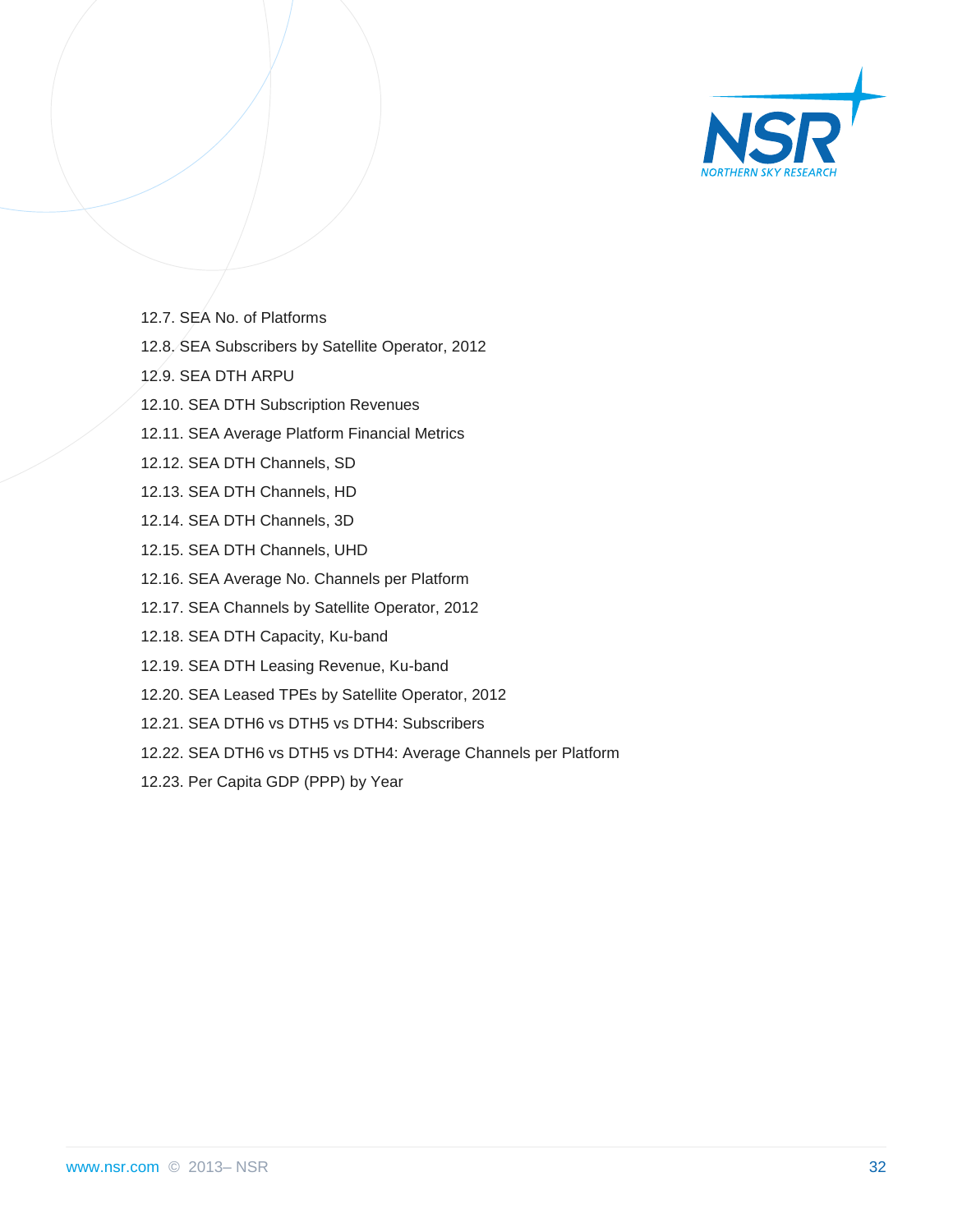12.7. SEA No. of Platforms

12.8. SEA Subscribers by Satellite Operator, 2012

12.9. SEA DTH ARPU

12.10. SEA DTH Subscription Revenues

12.11. SEA Average Platform Financial Metrics

12.12. SEA DTH Channels, SD

12.13. SEA DTH Channels, HD

12.14. SEA DTH Channels, 3D

12.15. SEA DTH Channels, UHD

12.16. SEA Average No. Channels per Platform

12.17. SEA Channels by Satellite Operator, 2012

12.18. SEA DTH Capacity, Ku-band

12.19. SEA DTH Leasing Revenue, Ku-band

12.20. SEA Leased TPEs by Satellite Operator, 2012

12.21. SEA DTH6 vs DTH5 vs DTH4: Subscribers

12.22. SEA DTH6 vs DTH5 vs DTH4: Average Channels per Platform

12.23. Per Capita GDP (PPP) by Year